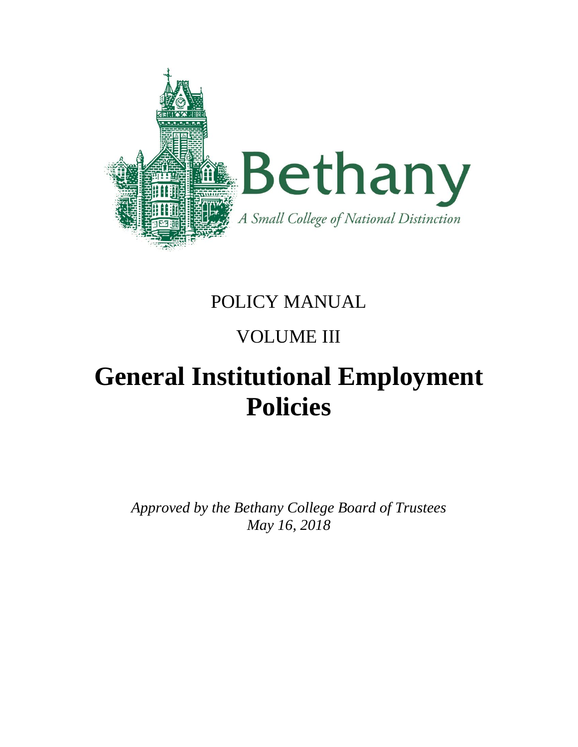Bethany

*A Small College of National Distinction*

POLICY MANUAL

VOLUME III

# General Institutional Employment Policies

*Approved by the Bethany College Board of Trustees*
*May 16, 2018*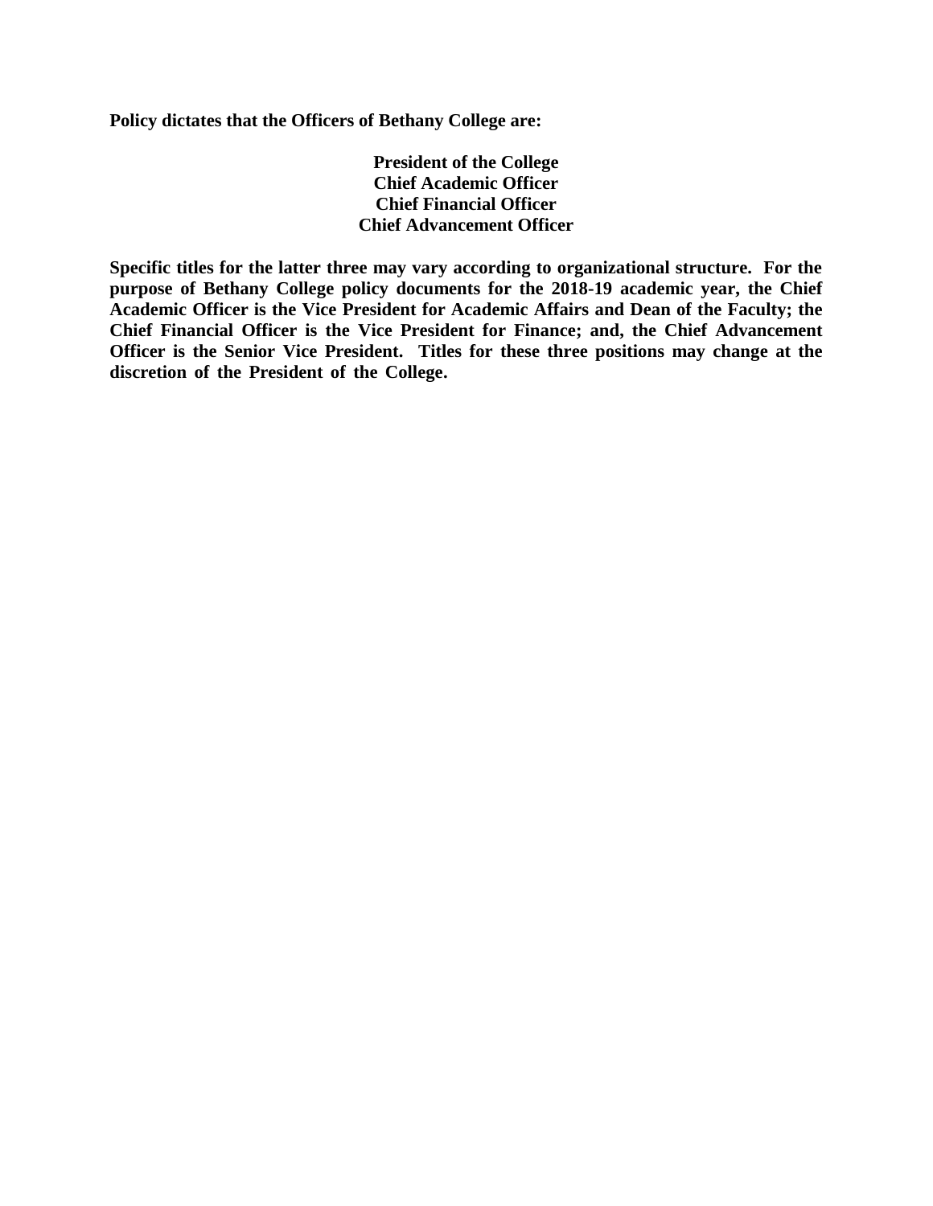**Policy dictates that the Officers of Bethany College are:**

**President of the College**
**Chief Academic Officer**
**Chief Financial Officer**
**Chief Advancement Officer**

**Specific titles for the latter three may vary according to organizational structure. For the purpose of Bethany College policy documents for the 2018-19 academic year, the Chief Academic Officer is the Vice President for Academic Affairs and Dean of the Faculty; the Chief Financial Officer is the Vice President for Finance; and, the Chief Advancement Officer is the Senior Vice President. Titles for these three positions may change at the discretion of the President of the College.**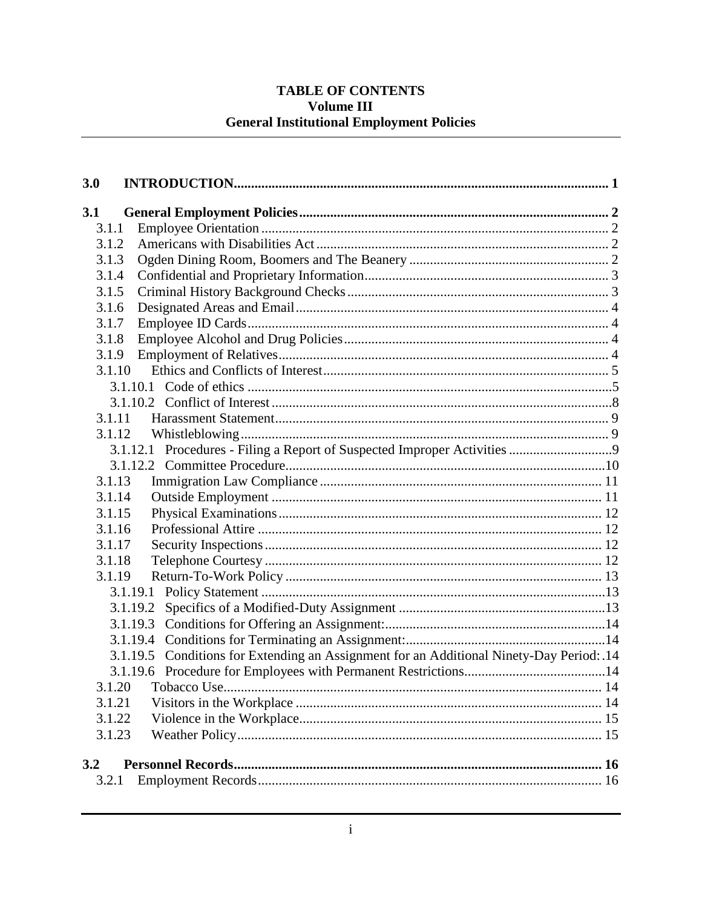# TABLE OF CONTENTS
## Volume III
## General Institutional Employment Policies

**3.0 INTRODUCTION** ..... 1

**3.1 General Employment Policies** ..... 2

- 3.1.1 Employee Orientation ..... 2
- 3.1.2 Americans with Disabilities Act ..... 2
- 3.1.3 Ogden Dining Room, Boomers and The Beanery ..... 2
- 3.1.4 Confidential and Proprietary Information ..... 3
- 3.1.5 Criminal History Background Checks ..... 3
- 3.1.6 Designated Areas and Email ..... 4
- 3.1.7 Employee ID Cards ..... 4
- 3.1.8 Employee Alcohol and Drug Policies ..... 4
- 3.1.9 Employment of Relatives ..... 4
- 3.1.10 Ethics and Conflicts of Interest ..... 5
  - 3.1.10.1 Code of ethics ..... 5
  - 3.1.10.2 Conflict of Interest ..... 8
- 3.1.11 Harassment Statement ..... 9
- 3.1.12 Whistleblowing ..... 9
  - 3.1.12.1 Procedures - Filing a Report of Suspected Improper Activities ..... 9
  - 3.1.12.2 Committee Procedure ..... 10
- 3.1.13 Immigration Law Compliance ..... 11
- 3.1.14 Outside Employment ..... 11
- 3.1.15 Physical Examinations ..... 12
- 3.1.16 Professional Attire ..... 12
- 3.1.17 Security Inspections ..... 12
- 3.1.18 Telephone Courtesy ..... 12
- 3.1.19 Return-To-Work Policy ..... 13
  - 3.1.19.1 Policy Statement ..... 13
  - 3.1.19.2 Specifics of a Modified-Duty Assignment ..... 13
  - 3.1.19.3 Conditions for Offering an Assignment: ..... 14
  - 3.1.19.4 Conditions for Terminating an Assignment: ..... 14
  - 3.1.19.5 Conditions for Extending an Assignment for an Additional Ninety-Day Period: ..... 14
  - 3.1.19.6 Procedure for Employees with Permanent Restrictions ..... 14
- 3.1.20 Tobacco Use ..... 14
- 3.1.21 Visitors in the Workplace ..... 14
- 3.1.22 Violence in the Workplace ..... 15
- 3.1.23 Weather Policy ..... 15

**3.2 Personnel Records** ..... 16

- 3.2.1 Employment Records ..... 16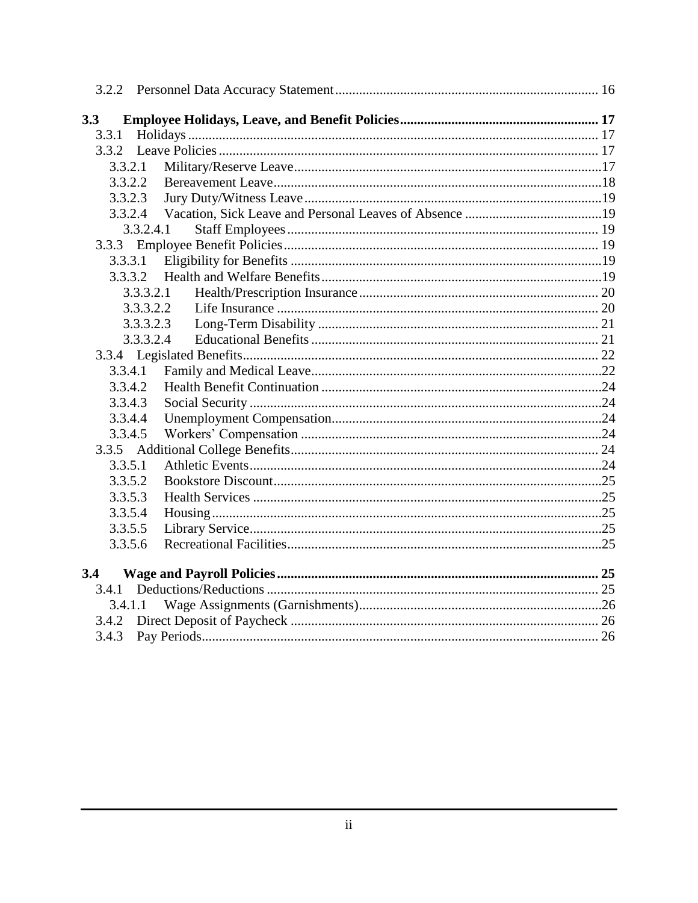3.2.2 Personnel Data Accuracy Statement ........................................................................ 16

**3.3 Employee Holidays, Leave, and Benefit Policies ........................................................ 17**

3.3.1 Holidays ........................................................................................................ 17

3.3.2 Leave Policies ................................................................................................ 17

3.3.2.1 Military/Reserve Leave ......................................................................... 17

3.3.2.2 Bereavement Leave ................................................................................ 18

3.3.2.3 Jury Duty/Witness Leave ....................................................................... 19

3.3.2.4 Vacation, Sick Leave and Personal Leaves of Absence ......................... 19

3.3.2.4.1 Staff Employees .............................................................................. 19

3.3.3 Employee Benefit Policies ............................................................................ 19

3.3.3.1 Eligibility for Benefits ........................................................................... 19

3.3.3.2 Health and Welfare Benefits .................................................................. 19

3.3.3.2.1 Health/Prescription Insurance ........................................................ 20

3.3.3.2.2 Life Insurance ................................................................................. 20

3.3.3.2.3 Long-Term Disability ..................................................................... 21

3.3.3.2.4 Educational Benefits ....................................................................... 21

3.3.4 Legislated Benefits ........................................................................................ 22

3.3.4.1 Family and Medical Leave ..................................................................... 22

3.3.4.2 Health Benefit Continuation .................................................................. 24

3.3.4.3 Social Security ....................................................................................... 24

3.3.4.4 Unemployment Compensation ............................................................... 24

3.3.4.5 Workers' Compensation ......................................................................... 24

3.3.5 Additional College Benefits .......................................................................... 24

3.3.5.1 Athletic Events ....................................................................................... 24

3.3.5.2 Bookstore Discount ................................................................................ 25

3.3.5.3 Health Services ...................................................................................... 25

3.3.5.4 Housing .................................................................................................. 25

3.3.5.5 Library Service ....................................................................................... 25

3.3.5.6 Recreational Facilities ............................................................................ 25

**3.4 Wage and Payroll Policies ............................................................................................ 25**

3.4.1 Deductions/Reductions ................................................................................. 25

3.4.1.1 Wage Assignments (Garnishments) ....................................................... 26

3.4.2 Direct Deposit of Paycheck ........................................................................... 26

3.4.3 Pay Periods .................................................................................................... 26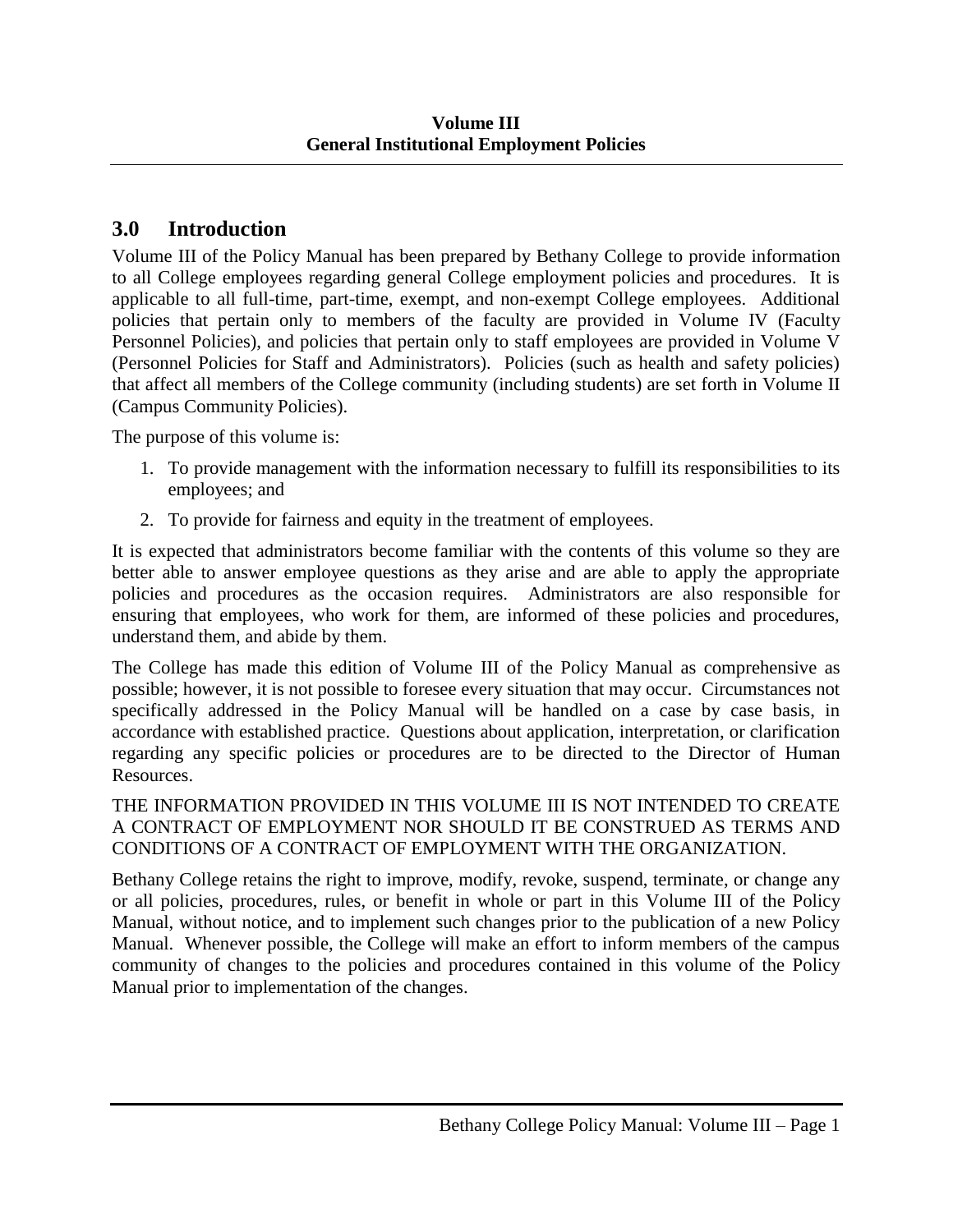## 3.0 Introduction

Volume III of the Policy Manual has been prepared by Bethany College to provide information to all College employees regarding general College employment policies and procedures. It is applicable to all full-time, part-time, exempt, and non-exempt College employees. Additional policies that pertain only to members of the faculty are provided in Volume IV (Faculty Personnel Policies), and policies that pertain only to staff employees are provided in Volume V (Personnel Policies for Staff and Administrators). Policies (such as health and safety policies) that affect all members of the College community (including students) are set forth in Volume II (Campus Community Policies).

The purpose of this volume is:

1. To provide management with the information necessary to fulfill its responsibilities to its employees; and
2. To provide for fairness and equity in the treatment of employees.

It is expected that administrators become familiar with the contents of this volume so they are better able to answer employee questions as they arise and are able to apply the appropriate policies and procedures as the occasion requires. Administrators are also responsible for ensuring that employees, who work for them, are informed of these policies and procedures, understand them, and abide by them.

The College has made this edition of Volume III of the Policy Manual as comprehensive as possible; however, it is not possible to foresee every situation that may occur. Circumstances not specifically addressed in the Policy Manual will be handled on a case by case basis, in accordance with established practice. Questions about application, interpretation, or clarification regarding any specific policies or procedures are to be directed to the Director of Human Resources.

THE INFORMATION PROVIDED IN THIS VOLUME III IS NOT INTENDED TO CREATE A CONTRACT OF EMPLOYMENT NOR SHOULD IT BE CONSTRUED AS TERMS AND CONDITIONS OF A CONTRACT OF EMPLOYMENT WITH THE ORGANIZATION.

Bethany College retains the right to improve, modify, revoke, suspend, terminate, or change any or all policies, procedures, rules, or benefit in whole or part in this Volume III of the Policy Manual, without notice, and to implement such changes prior to the publication of a new Policy Manual. Whenever possible, the College will make an effort to inform members of the campus community of changes to the policies and procedures contained in this volume of the Policy Manual prior to implementation of the changes.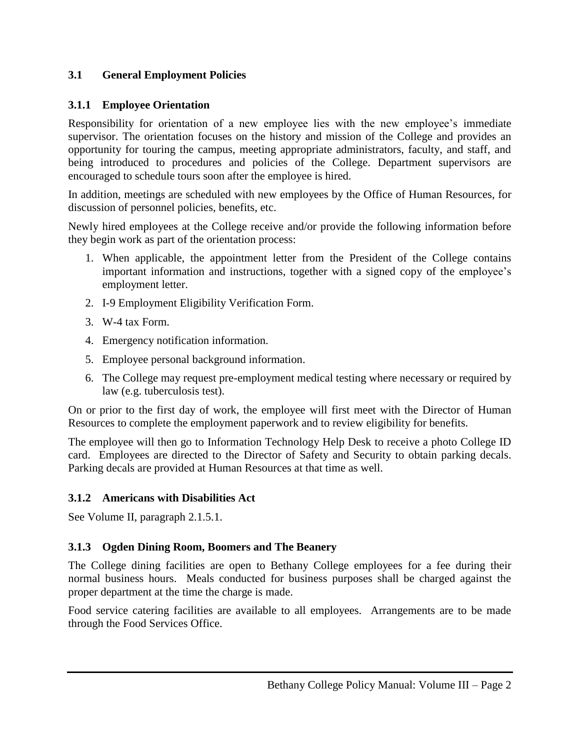## 3.1 General Employment Policies

### 3.1.1 Employee Orientation

Responsibility for orientation of a new employee lies with the new employee's immediate supervisor. The orientation focuses on the history and mission of the College and provides an opportunity for touring the campus, meeting appropriate administrators, faculty, and staff, and being introduced to procedures and policies of the College. Department supervisors are encouraged to schedule tours soon after the employee is hired.

In addition, meetings are scheduled with new employees by the Office of Human Resources, for discussion of personnel policies, benefits, etc.

Newly hired employees at the College receive and/or provide the following information before they begin work as part of the orientation process:

1. When applicable, the appointment letter from the President of the College contains important information and instructions, together with a signed copy of the employee's employment letter.
2. I-9 Employment Eligibility Verification Form.
3. W-4 tax Form.
4. Emergency notification information.
5. Employee personal background information.
6. The College may request pre-employment medical testing where necessary or required by law (e.g. tuberculosis test).

On or prior to the first day of work, the employee will first meet with the Director of Human Resources to complete the employment paperwork and to review eligibility for benefits.

The employee will then go to Information Technology Help Desk to receive a photo College ID card. Employees are directed to the Director of Safety and Security to obtain parking decals. Parking decals are provided at Human Resources at that time as well.

### 3.1.2 Americans with Disabilities Act

See Volume II, paragraph 2.1.5.1.

### 3.1.3 Ogden Dining Room, Boomers and The Beanery

The College dining facilities are open to Bethany College employees for a fee during their normal business hours. Meals conducted for business purposes shall be charged against the proper department at the time the charge is made.

Food service catering facilities are available to all employees. Arrangements are to be made through the Food Services Office.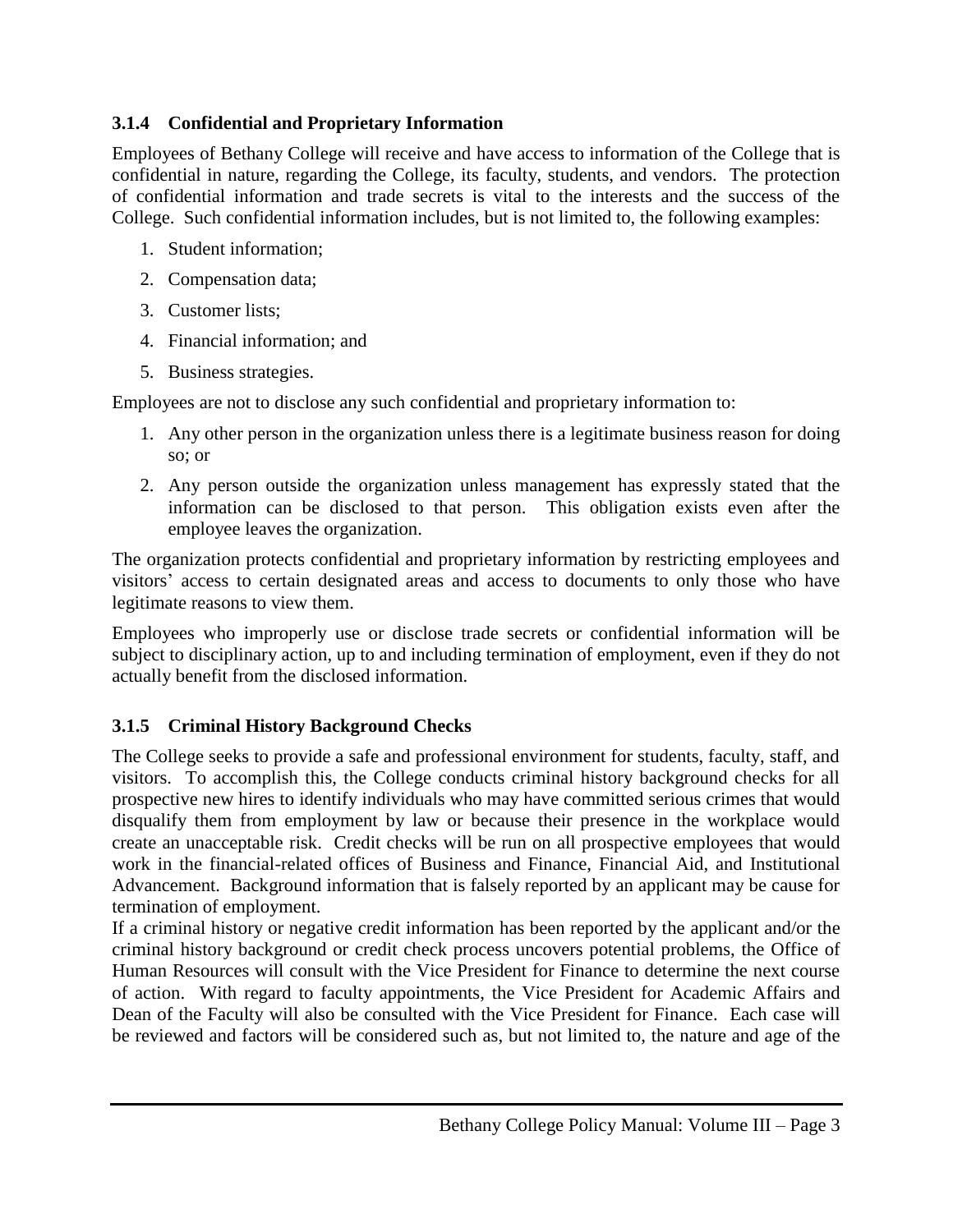### 3.1.4 Confidential and Proprietary Information

Employees of Bethany College will receive and have access to information of the College that is confidential in nature, regarding the College, its faculty, students, and vendors. The protection of confidential information and trade secrets is vital to the interests and the success of the College. Such confidential information includes, but is not limited to, the following examples:

1. Student information;
2. Compensation data;
3. Customer lists;
4. Financial information; and
5. Business strategies.

Employees are not to disclose any such confidential and proprietary information to:

1. Any other person in the organization unless there is a legitimate business reason for doing so; or
2. Any person outside the organization unless management has expressly stated that the information can be disclosed to that person. This obligation exists even after the employee leaves the organization.

The organization protects confidential and proprietary information by restricting employees and visitors' access to certain designated areas and access to documents to only those who have legitimate reasons to view them.

Employees who improperly use or disclose trade secrets or confidential information will be subject to disciplinary action, up to and including termination of employment, even if they do not actually benefit from the disclosed information.

### 3.1.5 Criminal History Background Checks

The College seeks to provide a safe and professional environment for students, faculty, staff, and visitors. To accomplish this, the College conducts criminal history background checks for all prospective new hires to identify individuals who may have committed serious crimes that would disqualify them from employment by law or because their presence in the workplace would create an unacceptable risk. Credit checks will be run on all prospective employees that would work in the financial-related offices of Business and Finance, Financial Aid, and Institutional Advancement. Background information that is falsely reported by an applicant may be cause for termination of employment.

If a criminal history or negative credit information has been reported by the applicant and/or the criminal history background or credit check process uncovers potential problems, the Office of Human Resources will consult with the Vice President for Finance to determine the next course of action. With regard to faculty appointments, the Vice President for Academic Affairs and Dean of the Faculty will also be consulted with the Vice President for Finance. Each case will be reviewed and factors will be considered such as, but not limited to, the nature and age of the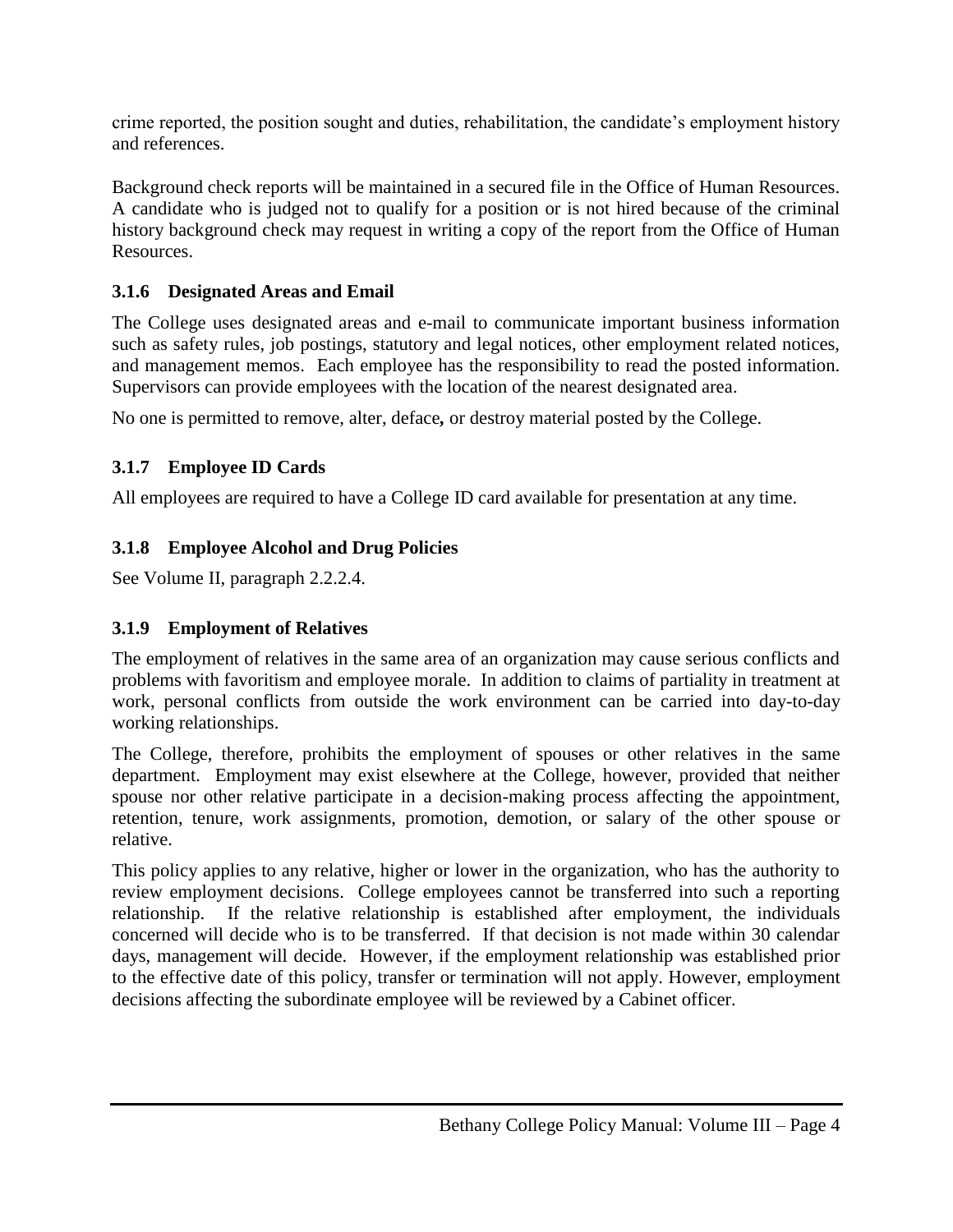crime reported, the position sought and duties, rehabilitation, the candidate's employment history and references.

Background check reports will be maintained in a secured file in the Office of Human Resources. A candidate who is judged not to qualify for a position or is not hired because of the criminal history background check may request in writing a copy of the report from the Office of Human Resources.

### 3.1.6 Designated Areas and Email

The College uses designated areas and e-mail to communicate important business information such as safety rules, job postings, statutory and legal notices, other employment related notices, and management memos. Each employee has the responsibility to read the posted information. Supervisors can provide employees with the location of the nearest designated area.

No one is permitted to remove, alter, deface, or destroy material posted by the College.

### 3.1.7 Employee ID Cards

All employees are required to have a College ID card available for presentation at any time.

### 3.1.8 Employee Alcohol and Drug Policies

See Volume II, paragraph 2.2.2.4.

### 3.1.9 Employment of Relatives

The employment of relatives in the same area of an organization may cause serious conflicts and problems with favoritism and employee morale. In addition to claims of partiality in treatment at work, personal conflicts from outside the work environment can be carried into day-to-day working relationships.

The College, therefore, prohibits the employment of spouses or other relatives in the same department. Employment may exist elsewhere at the College, however, provided that neither spouse nor other relative participate in a decision-making process affecting the appointment, retention, tenure, work assignments, promotion, demotion, or salary of the other spouse or relative.

This policy applies to any relative, higher or lower in the organization, who has the authority to review employment decisions. College employees cannot be transferred into such a reporting relationship. If the relative relationship is established after employment, the individuals concerned will decide who is to be transferred. If that decision is not made within 30 calendar days, management will decide. However, if the employment relationship was established prior to the effective date of this policy, transfer or termination will not apply. However, employment decisions affecting the subordinate employee will be reviewed by a Cabinet officer.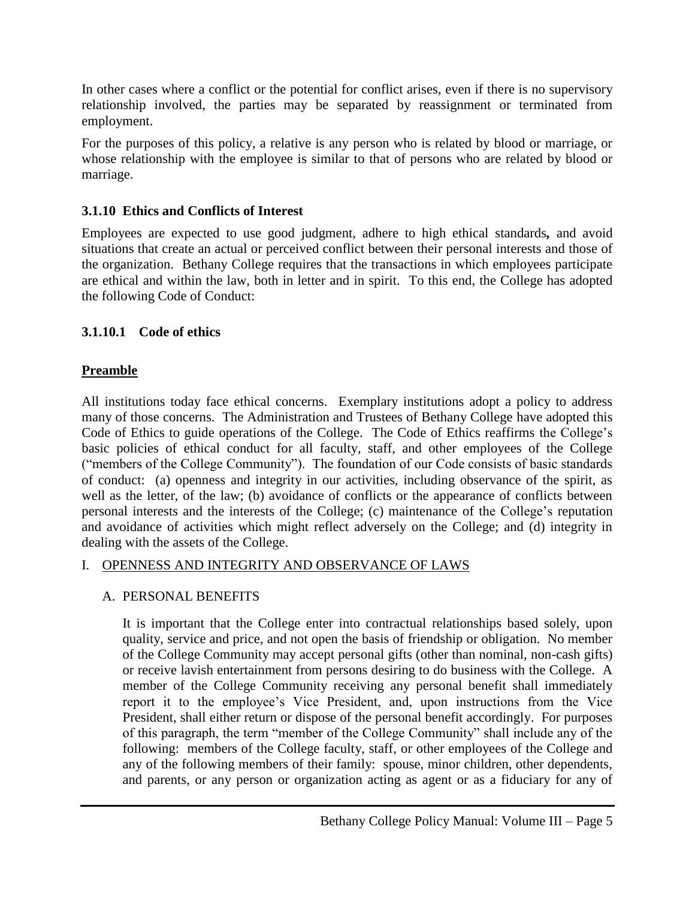In other cases where a conflict or the potential for conflict arises, even if there is no supervisory relationship involved, the parties may be separated by reassignment or terminated from employment.

For the purposes of this policy, a relative is any person who is related by blood or marriage, or whose relationship with the employee is similar to that of persons who are related by blood or marriage.

### 3.1.10 Ethics and Conflicts of Interest

Employees are expected to use good judgment, adhere to high ethical standards**,** and avoid situations that create an actual or perceived conflict between their personal interests and those of the organization. Bethany College requires that the transactions in which employees participate are ethical and within the law, both in letter and in spirit. To this end, the College has adopted the following Code of Conduct:

### 3.1.10.1 Code of ethics

**<u>Preamble</u>**

All institutions today face ethical concerns. Exemplary institutions adopt a policy to address many of those concerns. The Administration and Trustees of Bethany College have adopted this Code of Ethics to guide operations of the College. The Code of Ethics reaffirms the College's basic policies of ethical conduct for all faculty, staff, and other employees of the College ("members of the College Community"). The foundation of our Code consists of basic standards of conduct: (a) openness and integrity in our activities, including observance of the spirit, as well as the letter, of the law; (b) avoidance of conflicts or the appearance of conflicts between personal interests and the interests of the College; (c) maintenance of the College's reputation and avoidance of activities which might reflect adversely on the College; and (d) integrity in dealing with the assets of the College.

I. <u>OPENNESS AND INTEGRITY AND OBSERVANCE OF LAWS</u>

A. PERSONAL BENEFITS

It is important that the College enter into contractual relationships based solely, upon quality, service and price, and not open the basis of friendship or obligation. No member of the College Community may accept personal gifts (other than nominal, non-cash gifts) or receive lavish entertainment from persons desiring to do business with the College. A member of the College Community receiving any personal benefit shall immediately report it to the employee's Vice President, and, upon instructions from the Vice President, shall either return or dispose of the personal benefit accordingly. For purposes of this paragraph, the term "member of the College Community" shall include any of the following: members of the College faculty, staff, or other employees of the College and any of the following members of their family: spouse, minor children, other dependents, and parents, or any person or organization acting as agent or as a fiduciary for any of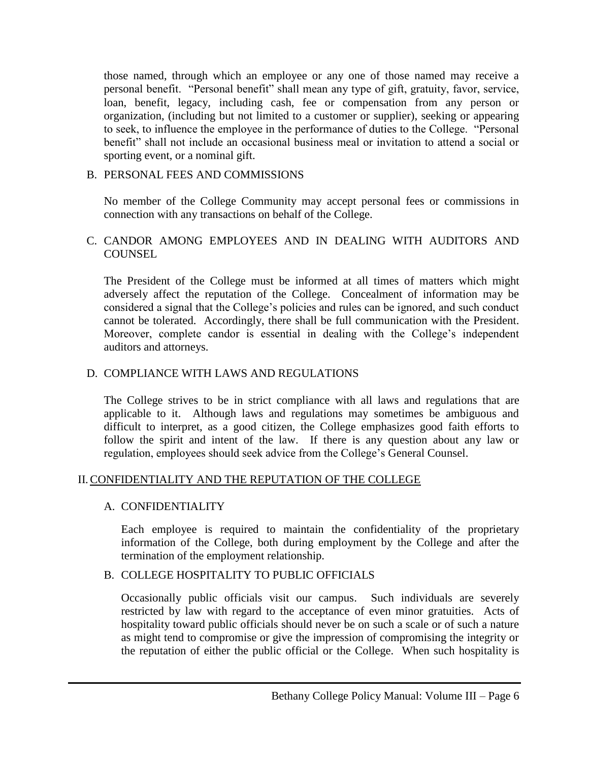those named, through which an employee or any one of those named may receive a personal benefit. "Personal benefit" shall mean any type of gift, gratuity, favor, service, loan, benefit, legacy, including cash, fee or compensation from any person or organization, (including but not limited to a customer or supplier), seeking or appearing to seek, to influence the employee in the performance of duties to the College. "Personal benefit" shall not include an occasional business meal or invitation to attend a social or sporting event, or a nominal gift.

### B. PERSONAL FEES AND COMMISSIONS

No member of the College Community may accept personal fees or commissions in connection with any transactions on behalf of the College.

### C. CANDOR AMONG EMPLOYEES AND IN DEALING WITH AUDITORS AND COUNSEL

The President of the College must be informed at all times of matters which might adversely affect the reputation of the College. Concealment of information may be considered a signal that the College's policies and rules can be ignored, and such conduct cannot be tolerated. Accordingly, there shall be full communication with the President. Moreover, complete candor is essential in dealing with the College's independent auditors and attorneys.

### D. COMPLIANCE WITH LAWS AND REGULATIONS

The College strives to be in strict compliance with all laws and regulations that are applicable to it. Although laws and regulations may sometimes be ambiguous and difficult to interpret, as a good citizen, the College emphasizes good faith efforts to follow the spirit and intent of the law. If there is any question about any law or regulation, employees should seek advice from the College's General Counsel.

## II. CONFIDENTIALITY AND THE REPUTATION OF THE COLLEGE

### A. CONFIDENTIALITY

Each employee is required to maintain the confidentiality of the proprietary information of the College, both during employment by the College and after the termination of the employment relationship.

### B. COLLEGE HOSPITALITY TO PUBLIC OFFICIALS

Occasionally public officials visit our campus. Such individuals are severely restricted by law with regard to the acceptance of even minor gratuities. Acts of hospitality toward public officials should never be on such a scale or of such a nature as might tend to compromise or give the impression of compromising the integrity or the reputation of either the public official or the College. When such hospitality is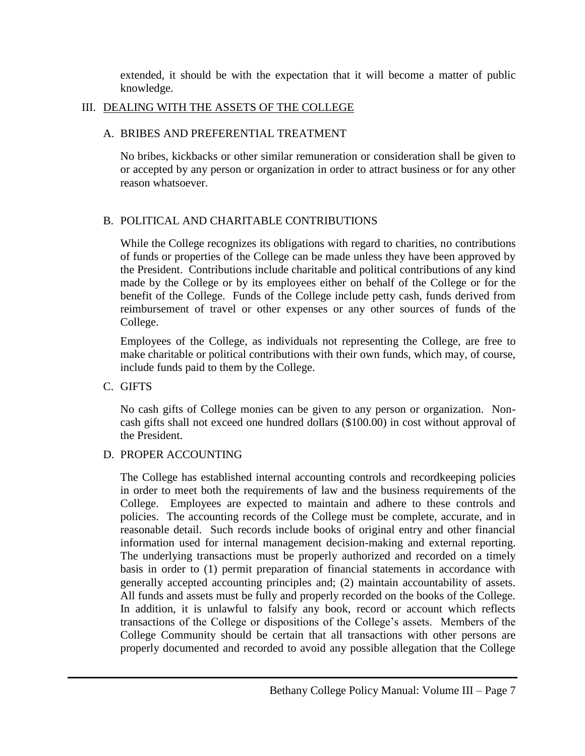extended, it should be with the expectation that it will become a matter of public knowledge.

## III. DEALING WITH THE ASSETS OF THE COLLEGE

### A. BRIBES AND PREFERENTIAL TREATMENT

No bribes, kickbacks or other similar remuneration or consideration shall be given to or accepted by any person or organization in order to attract business or for any other reason whatsoever.

### B. POLITICAL AND CHARITABLE CONTRIBUTIONS

While the College recognizes its obligations with regard to charities, no contributions of funds or properties of the College can be made unless they have been approved by the President. Contributions include charitable and political contributions of any kind made by the College or by its employees either on behalf of the College or for the benefit of the College. Funds of the College include petty cash, funds derived from reimbursement of travel or other expenses or any other sources of funds of the College.

Employees of the College, as individuals not representing the College, are free to make charitable or political contributions with their own funds, which may, of course, include funds paid to them by the College.

### C. GIFTS

No cash gifts of College monies can be given to any person or organization. Non-cash gifts shall not exceed one hundred dollars ($100.00) in cost without approval of the President.

### D. PROPER ACCOUNTING

The College has established internal accounting controls and recordkeeping policies in order to meet both the requirements of law and the business requirements of the College. Employees are expected to maintain and adhere to these controls and policies. The accounting records of the College must be complete, accurate, and in reasonable detail. Such records include books of original entry and other financial information used for internal management decision-making and external reporting. The underlying transactions must be properly authorized and recorded on a timely basis in order to (1) permit preparation of financial statements in accordance with generally accepted accounting principles and; (2) maintain accountability of assets. All funds and assets must be fully and properly recorded on the books of the College. In addition, it is unlawful to falsify any book, record or account which reflects transactions of the College or dispositions of the College's assets. Members of the College Community should be certain that all transactions with other persons are properly documented and recorded to avoid any possible allegation that the College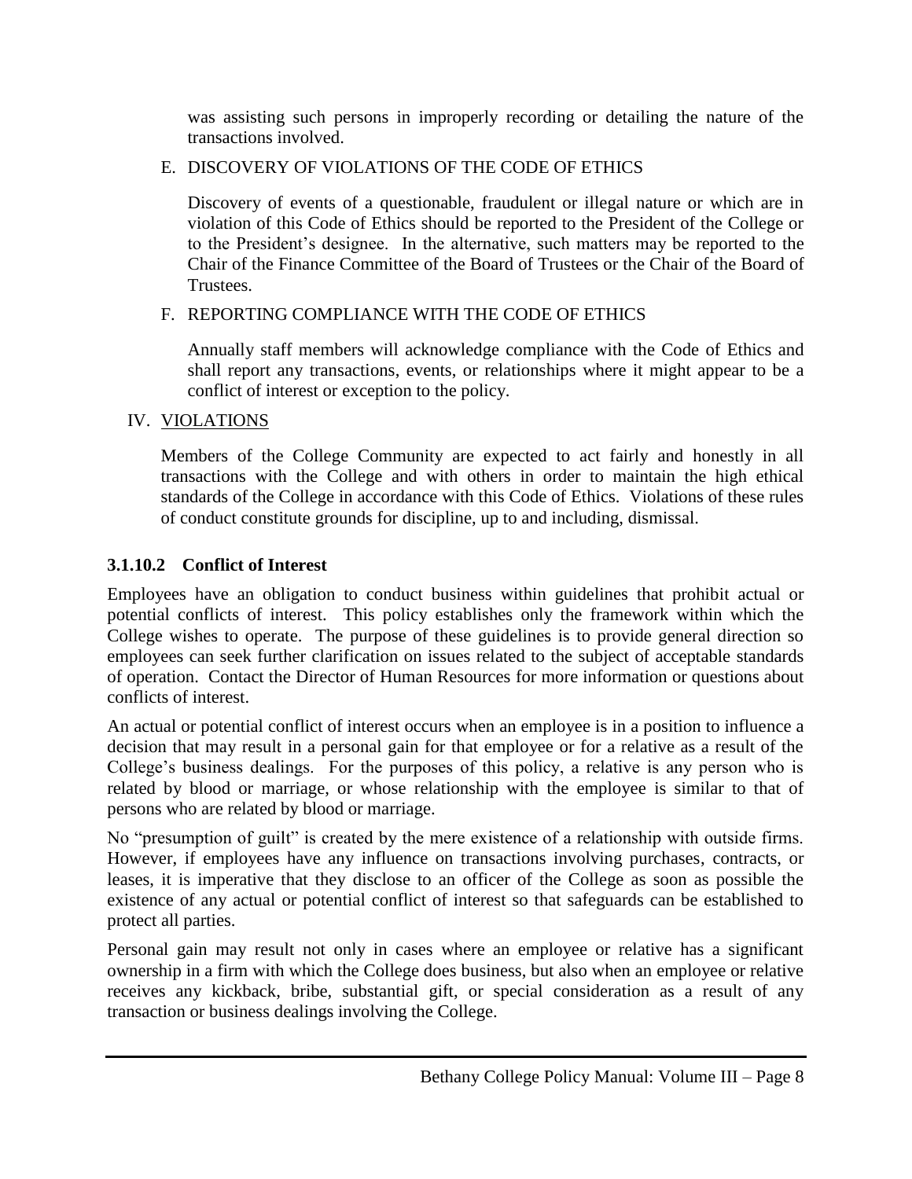was assisting such persons in improperly recording or detailing the nature of the transactions involved.

E. DISCOVERY OF VIOLATIONS OF THE CODE OF ETHICS

Discovery of events of a questionable, fraudulent or illegal nature or which are in violation of this Code of Ethics should be reported to the President of the College or to the President's designee. In the alternative, such matters may be reported to the Chair of the Finance Committee of the Board of Trustees or the Chair of the Board of Trustees.

F. REPORTING COMPLIANCE WITH THE CODE OF ETHICS

Annually staff members will acknowledge compliance with the Code of Ethics and shall report any transactions, events, or relationships where it might appear to be a conflict of interest or exception to the policy.

IV. VIOLATIONS

Members of the College Community are expected to act fairly and honestly in all transactions with the College and with others in order to maintain the high ethical standards of the College in accordance with this Code of Ethics. Violations of these rules of conduct constitute grounds for discipline, up to and including, dismissal.

### 3.1.10.2 Conflict of Interest

Employees have an obligation to conduct business within guidelines that prohibit actual or potential conflicts of interest. This policy establishes only the framework within which the College wishes to operate. The purpose of these guidelines is to provide general direction so employees can seek further clarification on issues related to the subject of acceptable standards of operation. Contact the Director of Human Resources for more information or questions about conflicts of interest.

An actual or potential conflict of interest occurs when an employee is in a position to influence a decision that may result in a personal gain for that employee or for a relative as a result of the College's business dealings. For the purposes of this policy, a relative is any person who is related by blood or marriage, or whose relationship with the employee is similar to that of persons who are related by blood or marriage.

No "presumption of guilt" is created by the mere existence of a relationship with outside firms. However, if employees have any influence on transactions involving purchases, contracts, or leases, it is imperative that they disclose to an officer of the College as soon as possible the existence of any actual or potential conflict of interest so that safeguards can be established to protect all parties.

Personal gain may result not only in cases where an employee or relative has a significant ownership in a firm with which the College does business, but also when an employee or relative receives any kickback, bribe, substantial gift, or special consideration as a result of any transaction or business dealings involving the College.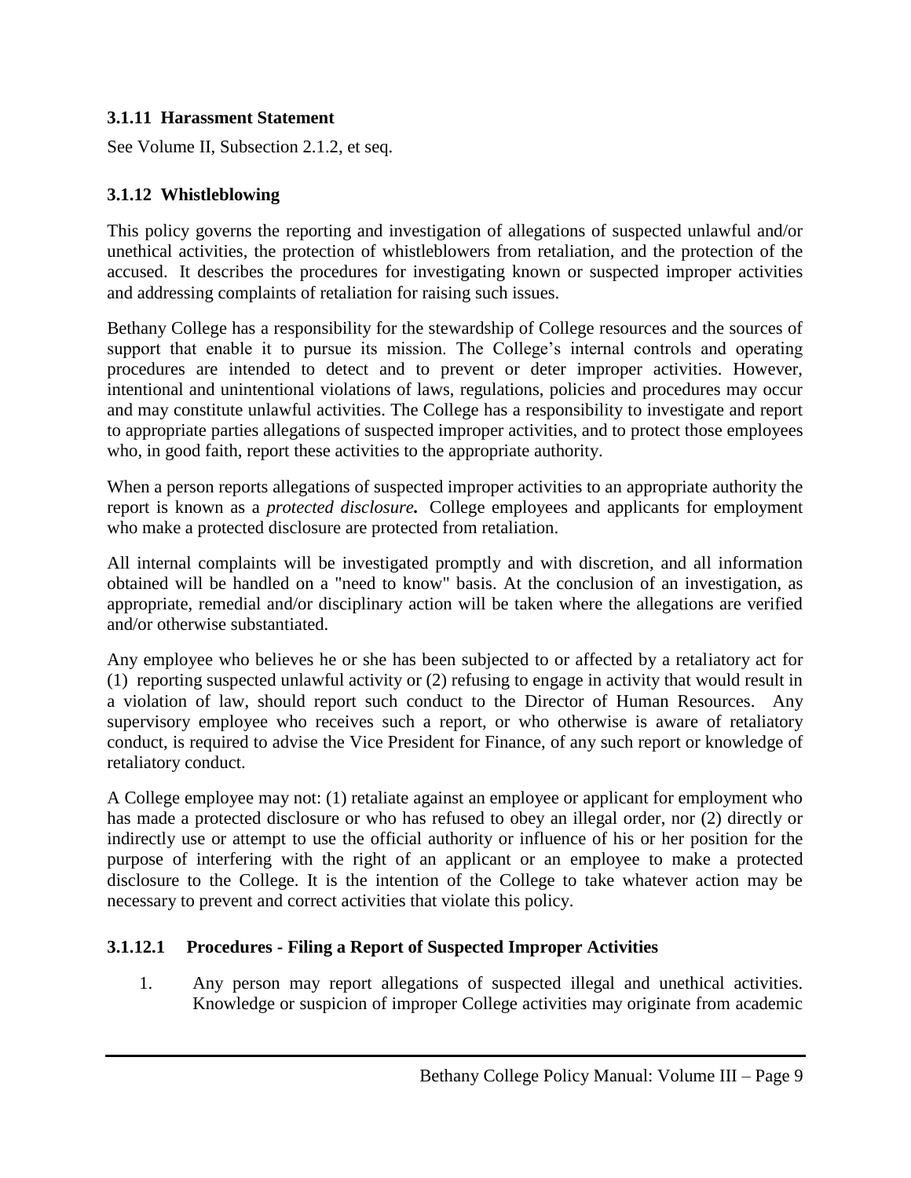### 3.1.11 Harassment Statement

See Volume II, Subsection 2.1.2, et seq.

### 3.1.12 Whistleblowing

This policy governs the reporting and investigation of allegations of suspected unlawful and/or unethical activities, the protection of whistleblowers from retaliation, and the protection of the accused. It describes the procedures for investigating known or suspected improper activities and addressing complaints of retaliation for raising such issues.

Bethany College has a responsibility for the stewardship of College resources and the sources of support that enable it to pursue its mission. The College's internal controls and operating procedures are intended to detect and to prevent or deter improper activities. However, intentional and unintentional violations of laws, regulations, policies and procedures may occur and may constitute unlawful activities. The College has a responsibility to investigate and report to appropriate parties allegations of suspected improper activities, and to protect those employees who, in good faith, report these activities to the appropriate authority.

When a person reports allegations of suspected improper activities to an appropriate authority the report is known as a ***protected disclosure.*** College employees and applicants for employment who make a protected disclosure are protected from retaliation.

All internal complaints will be investigated promptly and with discretion, and all information obtained will be handled on a "need to know" basis. At the conclusion of an investigation, as appropriate, remedial and/or disciplinary action will be taken where the allegations are verified and/or otherwise substantiated.

Any employee who believes he or she has been subjected to or affected by a retaliatory act for (1) reporting suspected unlawful activity or (2) refusing to engage in activity that would result in a violation of law, should report such conduct to the Director of Human Resources. Any supervisory employee who receives such a report, or who otherwise is aware of retaliatory conduct, is required to advise the Vice President for Finance, of any such report or knowledge of retaliatory conduct.

A College employee may not: (1) retaliate against an employee or applicant for employment who has made a protected disclosure or who has refused to obey an illegal order, nor (2) directly or indirectly use or attempt to use the official authority or influence of his or her position for the purpose of interfering with the right of an applicant or an employee to make a protected disclosure to the College. It is the intention of the College to take whatever action may be necessary to prevent and correct activities that violate this policy.

#### 3.1.12.1 Procedures - Filing a Report of Suspected Improper Activities

1. Any person may report allegations of suspected illegal and unethical activities. Knowledge or suspicion of improper College activities may originate from academic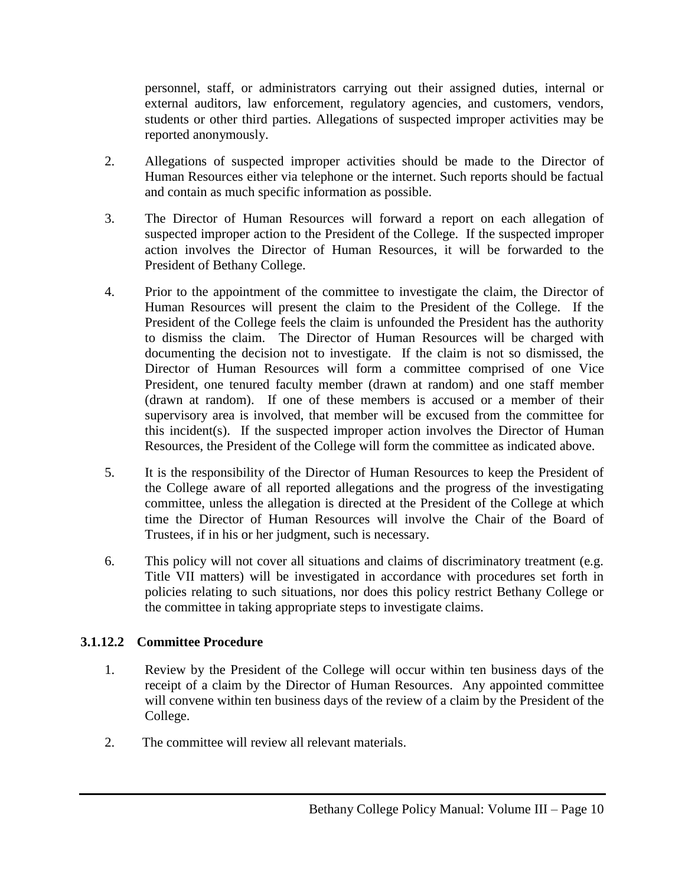personnel, staff, or administrators carrying out their assigned duties, internal or external auditors, law enforcement, regulatory agencies, and customers, vendors, students or other third parties. Allegations of suspected improper activities may be reported anonymously.

2. Allegations of suspected improper activities should be made to the Director of Human Resources either via telephone or the internet. Such reports should be factual and contain as much specific information as possible.

3. The Director of Human Resources will forward a report on each allegation of suspected improper action to the President of the College. If the suspected improper action involves the Director of Human Resources, it will be forwarded to the President of Bethany College.

4. Prior to the appointment of the committee to investigate the claim, the Director of Human Resources will present the claim to the President of the College. If the President of the College feels the claim is unfounded the President has the authority to dismiss the claim. The Director of Human Resources will be charged with documenting the decision not to investigate. If the claim is not so dismissed, the Director of Human Resources will form a committee comprised of one Vice President, one tenured faculty member (drawn at random) and one staff member (drawn at random). If one of these members is accused or a member of their supervisory area is involved, that member will be excused from the committee for this incident(s). If the suspected improper action involves the Director of Human Resources, the President of the College will form the committee as indicated above.

5. It is the responsibility of the Director of Human Resources to keep the President of the College aware of all reported allegations and the progress of the investigating committee, unless the allegation is directed at the President of the College at which time the Director of Human Resources will involve the Chair of the Board of Trustees, if in his or her judgment, such is necessary.

6. This policy will not cover all situations and claims of discriminatory treatment (e.g. Title VII matters) will be investigated in accordance with procedures set forth in policies relating to such situations, nor does this policy restrict Bethany College or the committee in taking appropriate steps to investigate claims.

### 3.1.12.2 Committee Procedure

1. Review by the President of the College will occur within ten business days of the receipt of a claim by the Director of Human Resources. Any appointed committee will convene within ten business days of the review of a claim by the President of the College.

2. The committee will review all relevant materials.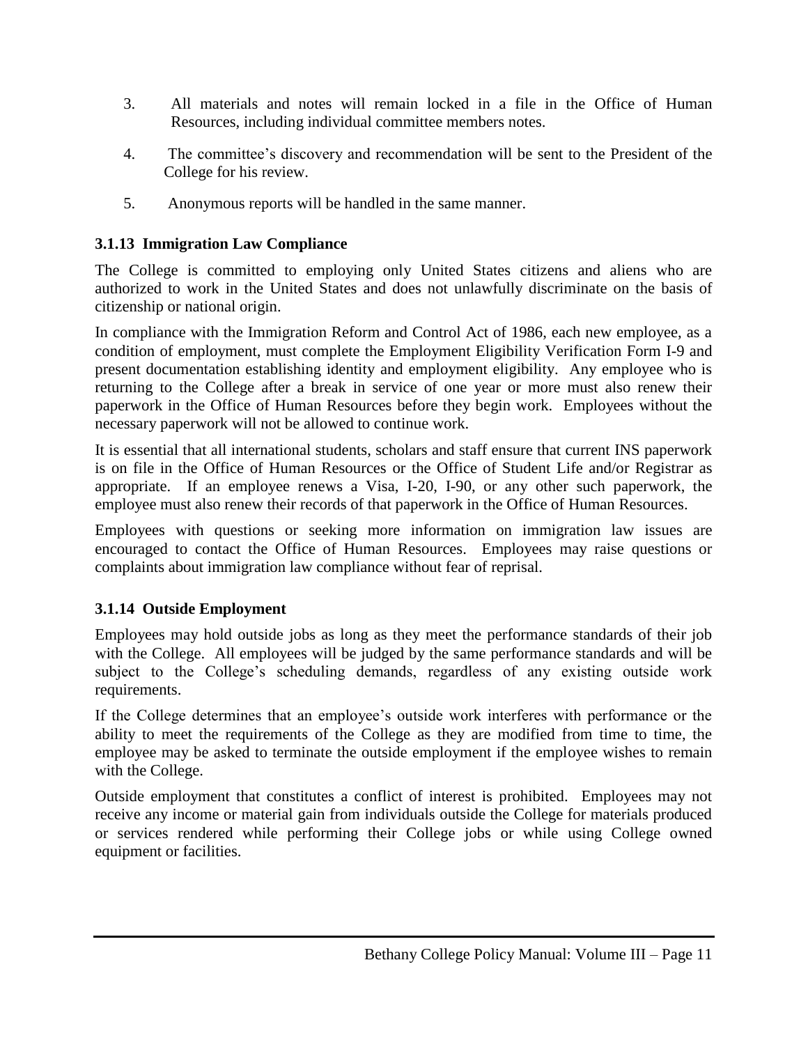3. All materials and notes will remain locked in a file in the Office of Human Resources, including individual committee members notes.

4. The committee's discovery and recommendation will be sent to the President of the College for his review.

5. Anonymous reports will be handled in the same manner.

### 3.1.13 Immigration Law Compliance

The College is committed to employing only United States citizens and aliens who are authorized to work in the United States and does not unlawfully discriminate on the basis of citizenship or national origin.

In compliance with the Immigration Reform and Control Act of 1986, each new employee, as a condition of employment, must complete the Employment Eligibility Verification Form I-9 and present documentation establishing identity and employment eligibility. Any employee who is returning to the College after a break in service of one year or more must also renew their paperwork in the Office of Human Resources before they begin work. Employees without the necessary paperwork will not be allowed to continue work.

It is essential that all international students, scholars and staff ensure that current INS paperwork is on file in the Office of Human Resources or the Office of Student Life and/or Registrar as appropriate. If an employee renews a Visa, I-20, I-90, or any other such paperwork, the employee must also renew their records of that paperwork in the Office of Human Resources.

Employees with questions or seeking more information on immigration law issues are encouraged to contact the Office of Human Resources. Employees may raise questions or complaints about immigration law compliance without fear of reprisal.

### 3.1.14 Outside Employment

Employees may hold outside jobs as long as they meet the performance standards of their job with the College. All employees will be judged by the same performance standards and will be subject to the College's scheduling demands, regardless of any existing outside work requirements.

If the College determines that an employee's outside work interferes with performance or the ability to meet the requirements of the College as they are modified from time to time, the employee may be asked to terminate the outside employment if the employee wishes to remain with the College.

Outside employment that constitutes a conflict of interest is prohibited. Employees may not receive any income or material gain from individuals outside the College for materials produced or services rendered while performing their College jobs or while using College owned equipment or facilities.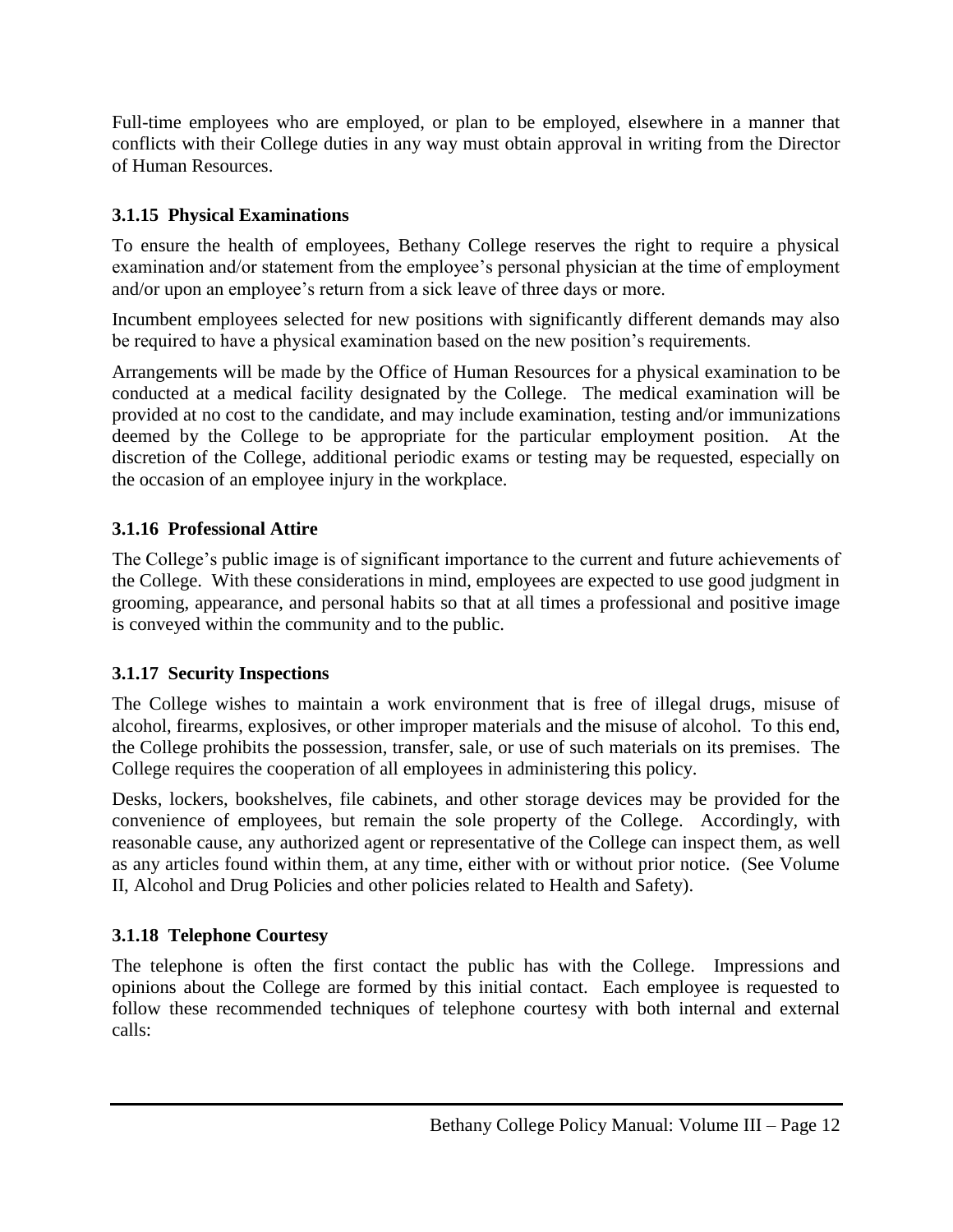Full-time employees who are employed, or plan to be employed, elsewhere in a manner that conflicts with their College duties in any way must obtain approval in writing from the Director of Human Resources.

### 3.1.15 Physical Examinations

To ensure the health of employees, Bethany College reserves the right to require a physical examination and/or statement from the employee's personal physician at the time of employment and/or upon an employee's return from a sick leave of three days or more.

Incumbent employees selected for new positions with significantly different demands may also be required to have a physical examination based on the new position's requirements.

Arrangements will be made by the Office of Human Resources for a physical examination to be conducted at a medical facility designated by the College. The medical examination will be provided at no cost to the candidate, and may include examination, testing and/or immunizations deemed by the College to be appropriate for the particular employment position. At the discretion of the College, additional periodic exams or testing may be requested, especially on the occasion of an employee injury in the workplace.

### 3.1.16 Professional Attire

The College's public image is of significant importance to the current and future achievements of the College. With these considerations in mind, employees are expected to use good judgment in grooming, appearance, and personal habits so that at all times a professional and positive image is conveyed within the community and to the public.

### 3.1.17 Security Inspections

The College wishes to maintain a work environment that is free of illegal drugs, misuse of alcohol, firearms, explosives, or other improper materials and the misuse of alcohol. To this end, the College prohibits the possession, transfer, sale, or use of such materials on its premises. The College requires the cooperation of all employees in administering this policy.

Desks, lockers, bookshelves, file cabinets, and other storage devices may be provided for the convenience of employees, but remain the sole property of the College. Accordingly, with reasonable cause, any authorized agent or representative of the College can inspect them, as well as any articles found within them, at any time, either with or without prior notice. (See Volume II, Alcohol and Drug Policies and other policies related to Health and Safety).

### 3.1.18 Telephone Courtesy

The telephone is often the first contact the public has with the College. Impressions and opinions about the College are formed by this initial contact. Each employee is requested to follow these recommended techniques of telephone courtesy with both internal and external calls: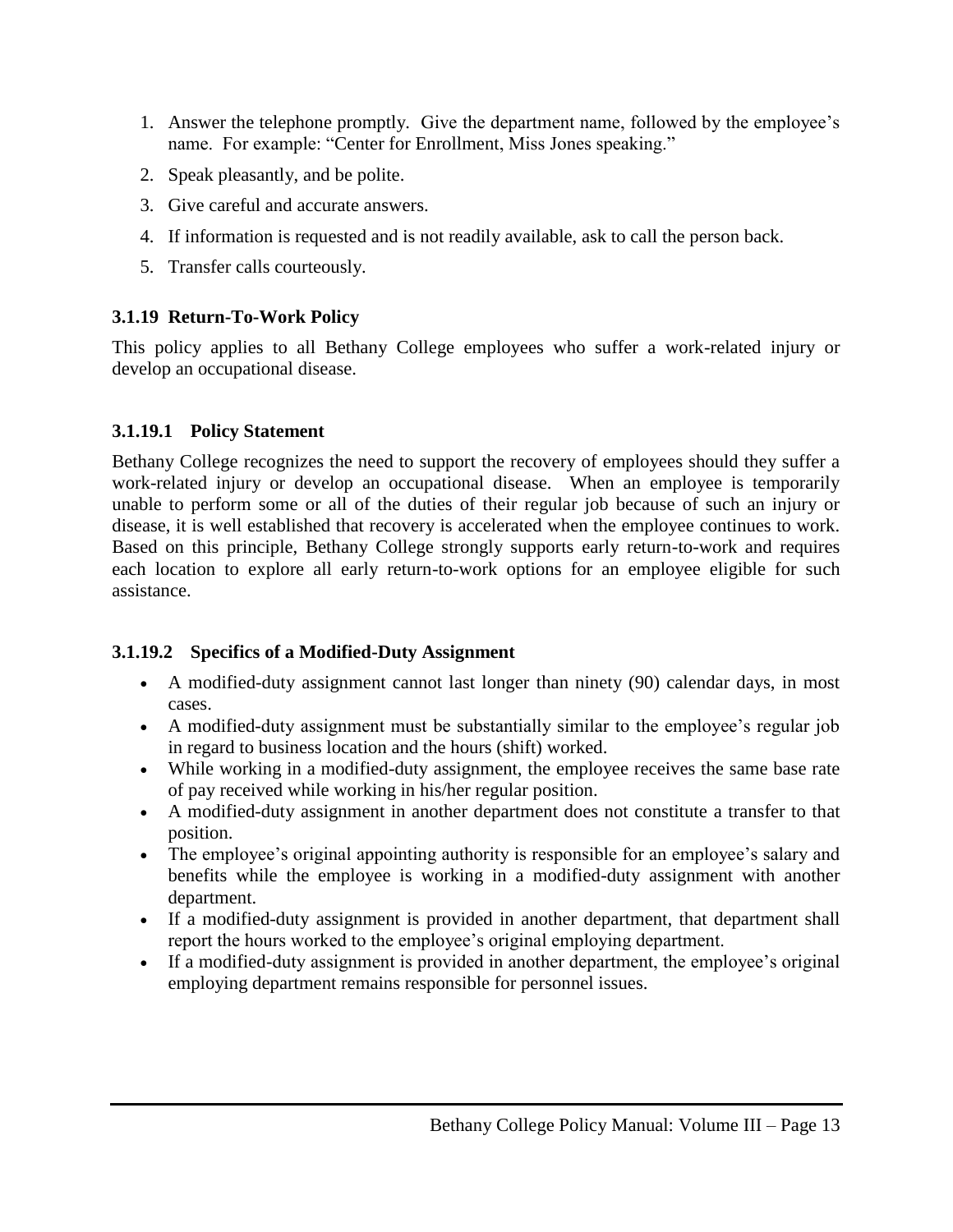1. Answer the telephone promptly. Give the department name, followed by the employee's name. For example: "Center for Enrollment, Miss Jones speaking."
2. Speak pleasantly, and be polite.
3. Give careful and accurate answers.
4. If information is requested and is not readily available, ask to call the person back.
5. Transfer calls courteously.

### 3.1.19 Return-To-Work Policy

This policy applies to all Bethany College employees who suffer a work-related injury or develop an occupational disease.

#### 3.1.19.1 Policy Statement

Bethany College recognizes the need to support the recovery of employees should they suffer a work-related injury or develop an occupational disease. When an employee is temporarily unable to perform some or all of the duties of their regular job because of such an injury or disease, it is well established that recovery is accelerated when the employee continues to work. Based on this principle, Bethany College strongly supports early return-to-work and requires each location to explore all early return-to-work options for an employee eligible for such assistance.

#### 3.1.19.2 Specifics of a Modified-Duty Assignment

- A modified-duty assignment cannot last longer than ninety (90) calendar days, in most cases.
- A modified-duty assignment must be substantially similar to the employee's regular job in regard to business location and the hours (shift) worked.
- While working in a modified-duty assignment, the employee receives the same base rate of pay received while working in his/her regular position.
- A modified-duty assignment in another department does not constitute a transfer to that position.
- The employee's original appointing authority is responsible for an employee's salary and benefits while the employee is working in a modified-duty assignment with another department.
- If a modified-duty assignment is provided in another department, that department shall report the hours worked to the employee's original employing department.
- If a modified-duty assignment is provided in another department, the employee's original employing department remains responsible for personnel issues.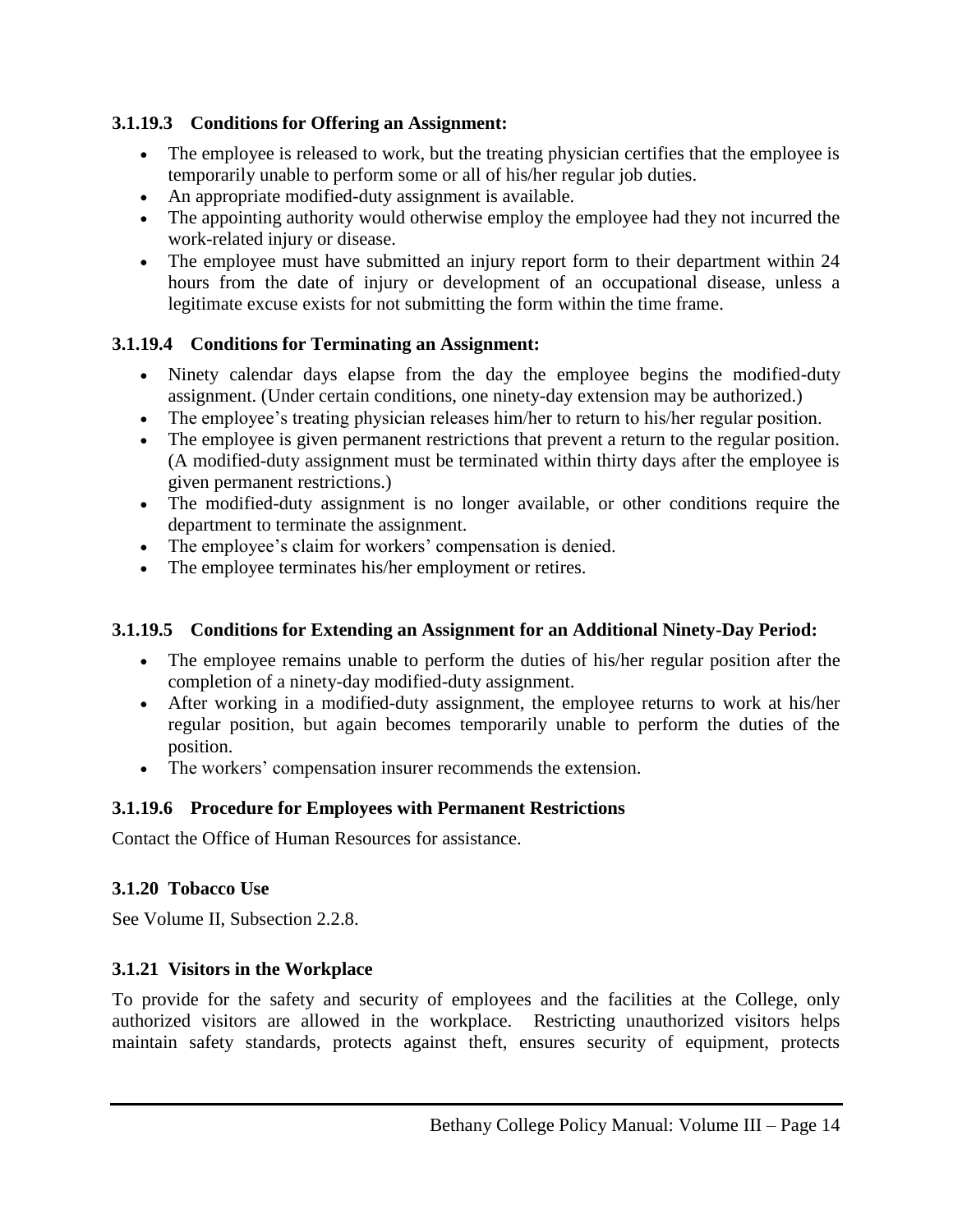#### 3.1.19.3 Conditions for Offering an Assignment:

- The employee is released to work, but the treating physician certifies that the employee is temporarily unable to perform some or all of his/her regular job duties.
- An appropriate modified-duty assignment is available.
- The appointing authority would otherwise employ the employee had they not incurred the work-related injury or disease.
- The employee must have submitted an injury report form to their department within 24 hours from the date of injury or development of an occupational disease, unless a legitimate excuse exists for not submitting the form within the time frame.

#### 3.1.19.4 Conditions for Terminating an Assignment:

- Ninety calendar days elapse from the day the employee begins the modified-duty assignment. (Under certain conditions, one ninety-day extension may be authorized.)
- The employee's treating physician releases him/her to return to his/her regular position.
- The employee is given permanent restrictions that prevent a return to the regular position. (A modified-duty assignment must be terminated within thirty days after the employee is given permanent restrictions.)
- The modified-duty assignment is no longer available, or other conditions require the department to terminate the assignment.
- The employee's claim for workers' compensation is denied.
- The employee terminates his/her employment or retires.

#### 3.1.19.5 Conditions for Extending an Assignment for an Additional Ninety-Day Period:

- The employee remains unable to perform the duties of his/her regular position after the completion of a ninety-day modified-duty assignment.
- After working in a modified-duty assignment, the employee returns to work at his/her regular position, but again becomes temporarily unable to perform the duties of the position.
- The workers' compensation insurer recommends the extension.

#### 3.1.19.6 Procedure for Employees with Permanent Restrictions

Contact the Office of Human Resources for assistance.

### 3.1.20 Tobacco Use

See Volume II, Subsection 2.2.8.

### 3.1.21 Visitors in the Workplace

To provide for the safety and security of employees and the facilities at the College, only authorized visitors are allowed in the workplace. Restricting unauthorized visitors helps maintain safety standards, protects against theft, ensures security of equipment, protects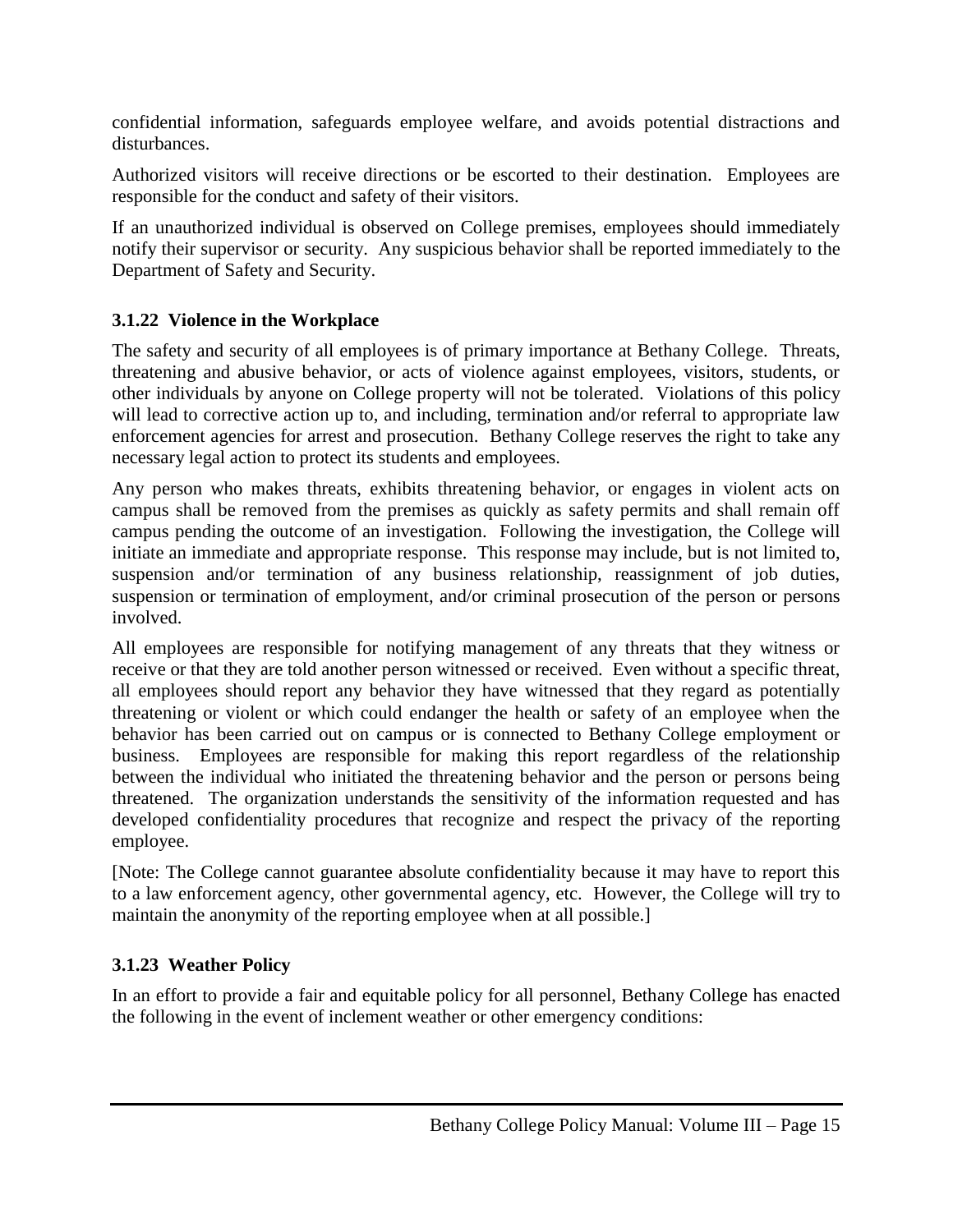confidential information, safeguards employee welfare, and avoids potential distractions and disturbances.

Authorized visitors will receive directions or be escorted to their destination. Employees are responsible for the conduct and safety of their visitors.

If an unauthorized individual is observed on College premises, employees should immediately notify their supervisor or security. Any suspicious behavior shall be reported immediately to the Department of Safety and Security.

### 3.1.22 Violence in the Workplace

The safety and security of all employees is of primary importance at Bethany College. Threats, threatening and abusive behavior, or acts of violence against employees, visitors, students, or other individuals by anyone on College property will not be tolerated. Violations of this policy will lead to corrective action up to, and including, termination and/or referral to appropriate law enforcement agencies for arrest and prosecution. Bethany College reserves the right to take any necessary legal action to protect its students and employees.

Any person who makes threats, exhibits threatening behavior, or engages in violent acts on campus shall be removed from the premises as quickly as safety permits and shall remain off campus pending the outcome of an investigation. Following the investigation, the College will initiate an immediate and appropriate response. This response may include, but is not limited to, suspension and/or termination of any business relationship, reassignment of job duties, suspension or termination of employment, and/or criminal prosecution of the person or persons involved.

All employees are responsible for notifying management of any threats that they witness or receive or that they are told another person witnessed or received. Even without a specific threat, all employees should report any behavior they have witnessed that they regard as potentially threatening or violent or which could endanger the health or safety of an employee when the behavior has been carried out on campus or is connected to Bethany College employment or business. Employees are responsible for making this report regardless of the relationship between the individual who initiated the threatening behavior and the person or persons being threatened. The organization understands the sensitivity of the information requested and has developed confidentiality procedures that recognize and respect the privacy of the reporting employee.

[Note: The College cannot guarantee absolute confidentiality because it may have to report this to a law enforcement agency, other governmental agency, etc. However, the College will try to maintain the anonymity of the reporting employee when at all possible.]

### 3.1.23 Weather Policy

In an effort to provide a fair and equitable policy for all personnel, Bethany College has enacted the following in the event of inclement weather or other emergency conditions: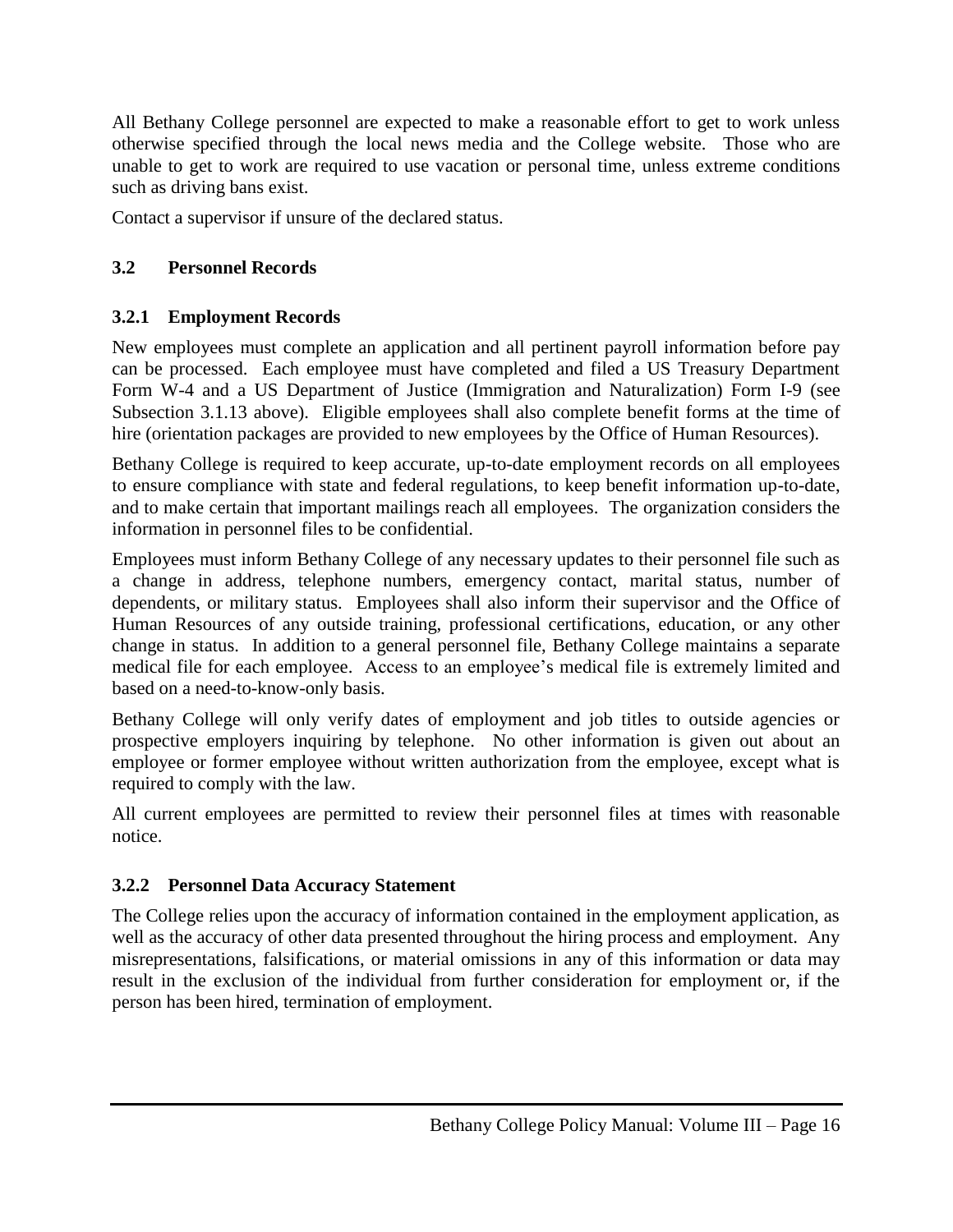All Bethany College personnel are expected to make a reasonable effort to get to work unless otherwise specified through the local news media and the College website. Those who are unable to get to work are required to use vacation or personal time, unless extreme conditions such as driving bans exist.

Contact a supervisor if unsure of the declared status.

## 3.2 Personnel Records

### 3.2.1 Employment Records

New employees must complete an application and all pertinent payroll information before pay can be processed. Each employee must have completed and filed a US Treasury Department Form W-4 and a US Department of Justice (Immigration and Naturalization) Form I-9 (see Subsection 3.1.13 above). Eligible employees shall also complete benefit forms at the time of hire (orientation packages are provided to new employees by the Office of Human Resources).

Bethany College is required to keep accurate, up-to-date employment records on all employees to ensure compliance with state and federal regulations, to keep benefit information up-to-date, and to make certain that important mailings reach all employees. The organization considers the information in personnel files to be confidential.

Employees must inform Bethany College of any necessary updates to their personnel file such as a change in address, telephone numbers, emergency contact, marital status, number of dependents, or military status. Employees shall also inform their supervisor and the Office of Human Resources of any outside training, professional certifications, education, or any other change in status. In addition to a general personnel file, Bethany College maintains a separate medical file for each employee. Access to an employee's medical file is extremely limited and based on a need-to-know-only basis.

Bethany College will only verify dates of employment and job titles to outside agencies or prospective employers inquiring by telephone. No other information is given out about an employee or former employee without written authorization from the employee, except what is required to comply with the law.

All current employees are permitted to review their personnel files at times with reasonable notice.

### 3.2.2 Personnel Data Accuracy Statement

The College relies upon the accuracy of information contained in the employment application, as well as the accuracy of other data presented throughout the hiring process and employment. Any misrepresentations, falsifications, or material omissions in any of this information or data may result in the exclusion of the individual from further consideration for employment or, if the person has been hired, termination of employment.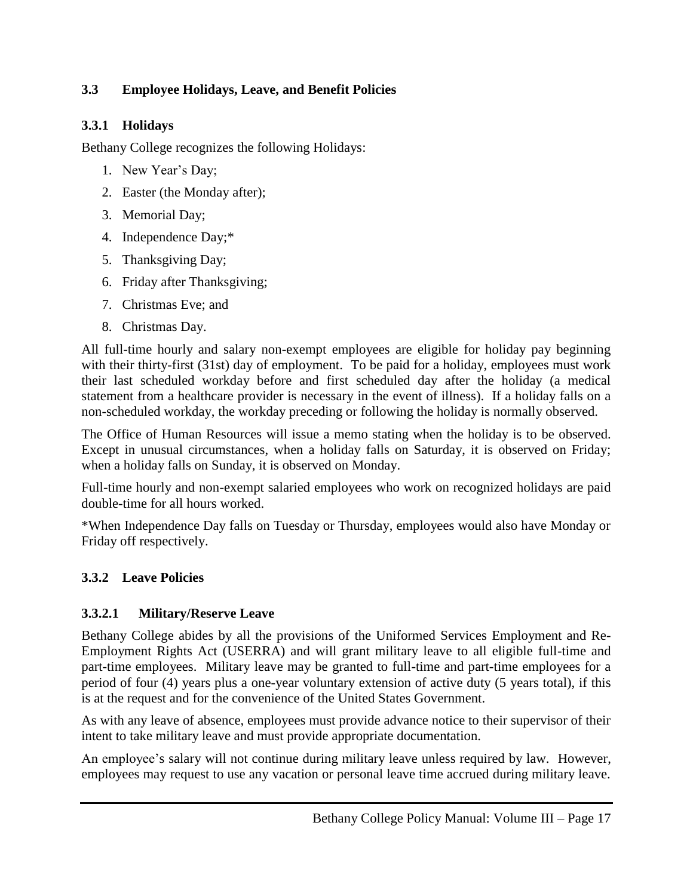### 3.3 Employee Holidays, Leave, and Benefit Policies

#### 3.3.1 Holidays

Bethany College recognizes the following Holidays:

1. New Year's Day;
2. Easter (the Monday after);
3. Memorial Day;
4. Independence Day;*
5. Thanksgiving Day;
6. Friday after Thanksgiving;
7. Christmas Eve; and
8. Christmas Day.

All full-time hourly and salary non-exempt employees are eligible for holiday pay beginning with their thirty-first (31st) day of employment. To be paid for a holiday, employees must work their last scheduled workday before and first scheduled day after the holiday (a medical statement from a healthcare provider is necessary in the event of illness). If a holiday falls on a non-scheduled workday, the workday preceding or following the holiday is normally observed.

The Office of Human Resources will issue a memo stating when the holiday is to be observed. Except in unusual circumstances, when a holiday falls on Saturday, it is observed on Friday; when a holiday falls on Sunday, it is observed on Monday.

Full-time hourly and non-exempt salaried employees who work on recognized holidays are paid double-time for all hours worked.

*When Independence Day falls on Tuesday or Thursday, employees would also have Monday or Friday off respectively.

#### 3.3.2 Leave Policies

##### 3.3.2.1 Military/Reserve Leave

Bethany College abides by all the provisions of the Uniformed Services Employment and Re-Employment Rights Act (USERRA) and will grant military leave to all eligible full-time and part-time employees. Military leave may be granted to full-time and part-time employees for a period of four (4) years plus a one-year voluntary extension of active duty (5 years total), if this is at the request and for the convenience of the United States Government.

As with any leave of absence, employees must provide advance notice to their supervisor of their intent to take military leave and must provide appropriate documentation.

An employee's salary will not continue during military leave unless required by law. However, employees may request to use any vacation or personal leave time accrued during military leave.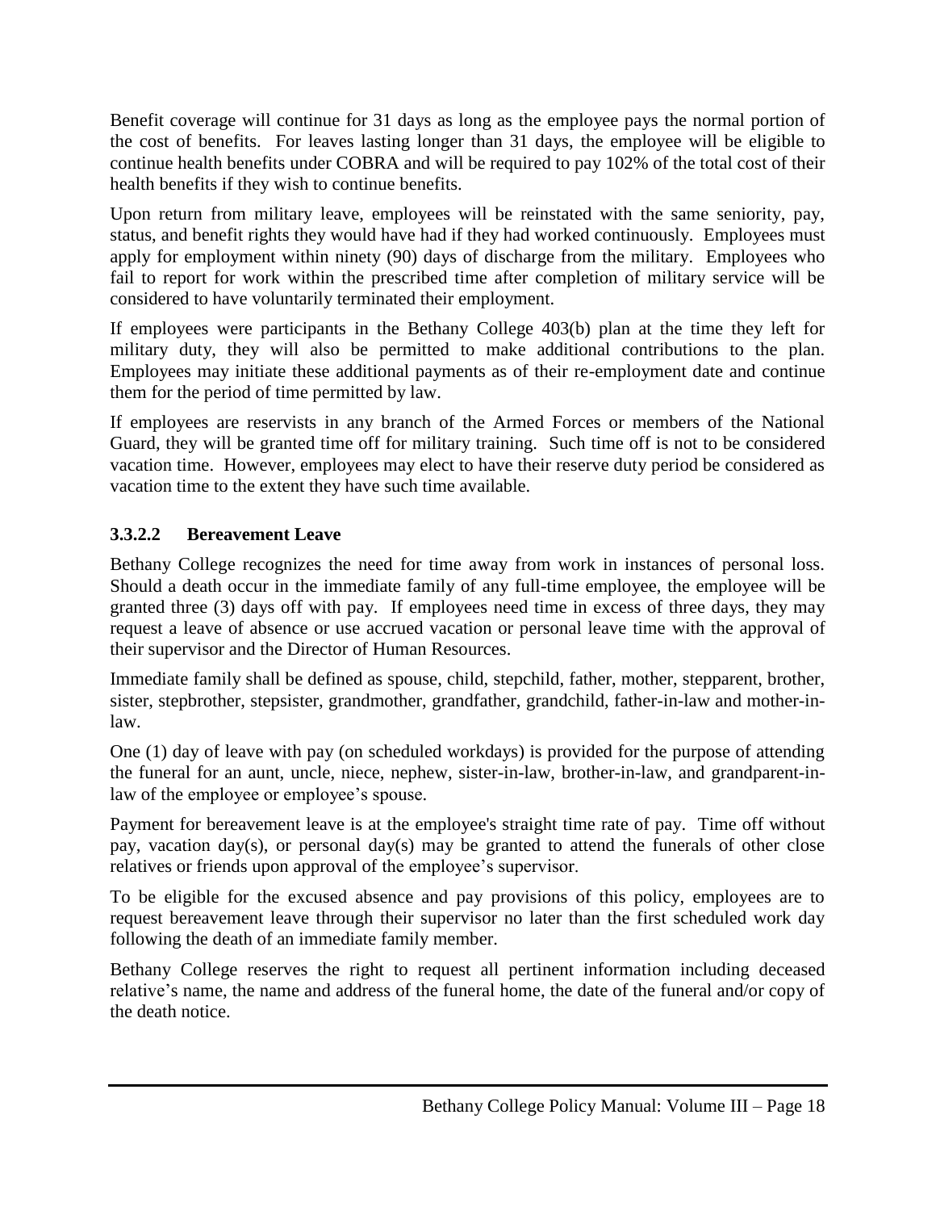Benefit coverage will continue for 31 days as long as the employee pays the normal portion of the cost of benefits. For leaves lasting longer than 31 days, the employee will be eligible to continue health benefits under COBRA and will be required to pay 102% of the total cost of their health benefits if they wish to continue benefits.

Upon return from military leave, employees will be reinstated with the same seniority, pay, status, and benefit rights they would have had if they had worked continuously. Employees must apply for employment within ninety (90) days of discharge from the military. Employees who fail to report for work within the prescribed time after completion of military service will be considered to have voluntarily terminated their employment.

If employees were participants in the Bethany College 403(b) plan at the time they left for military duty, they will also be permitted to make additional contributions to the plan. Employees may initiate these additional payments as of their re-employment date and continue them for the period of time permitted by law.

If employees are reservists in any branch of the Armed Forces or members of the National Guard, they will be granted time off for military training. Such time off is not to be considered vacation time. However, employees may elect to have their reserve duty period be considered as vacation time to the extent they have such time available.

### 3.3.2.2 Bereavement Leave

Bethany College recognizes the need for time away from work in instances of personal loss. Should a death occur in the immediate family of any full-time employee, the employee will be granted three (3) days off with pay. If employees need time in excess of three days, they may request a leave of absence or use accrued vacation or personal leave time with the approval of their supervisor and the Director of Human Resources.

Immediate family shall be defined as spouse, child, stepchild, father, mother, stepparent, brother, sister, stepbrother, stepsister, grandmother, grandfather, grandchild, father-in-law and mother-in-law.

One (1) day of leave with pay (on scheduled workdays) is provided for the purpose of attending the funeral for an aunt, uncle, niece, nephew, sister-in-law, brother-in-law, and grandparent-in-law of the employee or employee's spouse.

Payment for bereavement leave is at the employee's straight time rate of pay. Time off without pay, vacation day(s), or personal day(s) may be granted to attend the funerals of other close relatives or friends upon approval of the employee's supervisor.

To be eligible for the excused absence and pay provisions of this policy, employees are to request bereavement leave through their supervisor no later than the first scheduled work day following the death of an immediate family member.

Bethany College reserves the right to request all pertinent information including deceased relative's name, the name and address of the funeral home, the date of the funeral and/or copy of the death notice.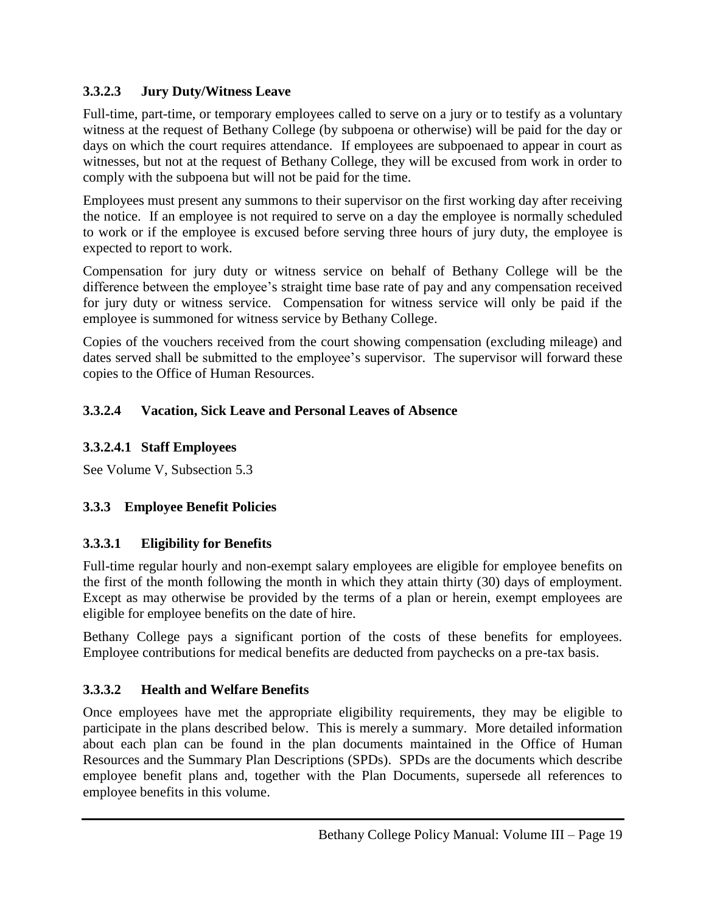### 3.3.2.3 Jury Duty/Witness Leave

Full-time, part-time, or temporary employees called to serve on a jury or to testify as a voluntary witness at the request of Bethany College (by subpoena or otherwise) will be paid for the day or days on which the court requires attendance. If employees are subpoenaed to appear in court as witnesses, but not at the request of Bethany College, they will be excused from work in order to comply with the subpoena but will not be paid for the time.

Employees must present any summons to their supervisor on the first working day after receiving the notice. If an employee is not required to serve on a day the employee is normally scheduled to work or if the employee is excused before serving three hours of jury duty, the employee is expected to report to work.

Compensation for jury duty or witness service on behalf of Bethany College will be the difference between the employee's straight time base rate of pay and any compensation received for jury duty or witness service. Compensation for witness service will only be paid if the employee is summoned for witness service by Bethany College.

Copies of the vouchers received from the court showing compensation (excluding mileage) and dates served shall be submitted to the employee's supervisor. The supervisor will forward these copies to the Office of Human Resources.

### 3.3.2.4 Vacation, Sick Leave and Personal Leaves of Absence

#### 3.3.2.4.1 Staff Employees

See Volume V, Subsection 5.3

## 3.3.3 Employee Benefit Policies

### 3.3.3.1 Eligibility for Benefits

Full-time regular hourly and non-exempt salary employees are eligible for employee benefits on the first of the month following the month in which they attain thirty (30) days of employment. Except as may otherwise be provided by the terms of a plan or herein, exempt employees are eligible for employee benefits on the date of hire.

Bethany College pays a significant portion of the costs of these benefits for employees. Employee contributions for medical benefits are deducted from paychecks on a pre-tax basis.

### 3.3.3.2 Health and Welfare Benefits

Once employees have met the appropriate eligibility requirements, they may be eligible to participate in the plans described below. This is merely a summary. More detailed information about each plan can be found in the plan documents maintained in the Office of Human Resources and the Summary Plan Descriptions (SPDs). SPDs are the documents which describe employee benefit plans and, together with the Plan Documents, supersede all references to employee benefits in this volume.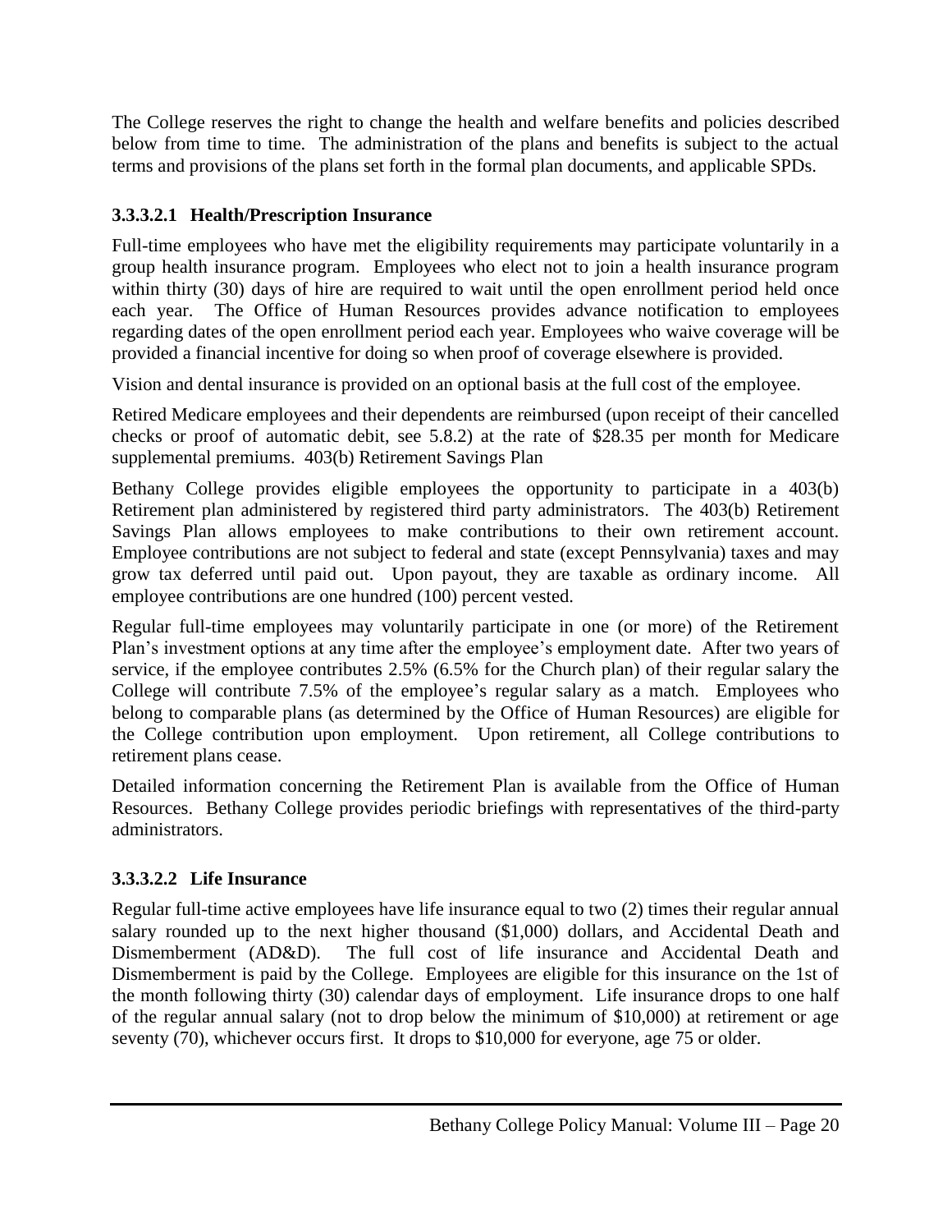The College reserves the right to change the health and welfare benefits and policies described below from time to time. The administration of the plans and benefits is subject to the actual terms and provisions of the plans set forth in the formal plan documents, and applicable SPDs.

### 3.3.3.2.1 Health/Prescription Insurance

Full-time employees who have met the eligibility requirements may participate voluntarily in a group health insurance program. Employees who elect not to join a health insurance program within thirty (30) days of hire are required to wait until the open enrollment period held once each year. The Office of Human Resources provides advance notification to employees regarding dates of the open enrollment period each year. Employees who waive coverage will be provided a financial incentive for doing so when proof of coverage elsewhere is provided.

Vision and dental insurance is provided on an optional basis at the full cost of the employee.

Retired Medicare employees and their dependents are reimbursed (upon receipt of their cancelled checks or proof of automatic debit, see 5.8.2) at the rate of $28.35 per month for Medicare supplemental premiums. 403(b) Retirement Savings Plan

Bethany College provides eligible employees the opportunity to participate in a 403(b) Retirement plan administered by registered third party administrators. The 403(b) Retirement Savings Plan allows employees to make contributions to their own retirement account. Employee contributions are not subject to federal and state (except Pennsylvania) taxes and may grow tax deferred until paid out. Upon payout, they are taxable as ordinary income. All employee contributions are one hundred (100) percent vested.

Regular full-time employees may voluntarily participate in one (or more) of the Retirement Plan's investment options at any time after the employee's employment date. After two years of service, if the employee contributes 2.5% (6.5% for the Church plan) of their regular salary the College will contribute 7.5% of the employee's regular salary as a match. Employees who belong to comparable plans (as determined by the Office of Human Resources) are eligible for the College contribution upon employment. Upon retirement, all College contributions to retirement plans cease.

Detailed information concerning the Retirement Plan is available from the Office of Human Resources. Bethany College provides periodic briefings with representatives of the third-party administrators.

### 3.3.3.2.2 Life Insurance

Regular full-time active employees have life insurance equal to two (2) times their regular annual salary rounded up to the next higher thousand ($1,000) dollars, and Accidental Death and Dismemberment (AD&D). The full cost of life insurance and Accidental Death and Dismemberment is paid by the College. Employees are eligible for this insurance on the 1st of the month following thirty (30) calendar days of employment. Life insurance drops to one half of the regular annual salary (not to drop below the minimum of $10,000) at retirement or age seventy (70), whichever occurs first. It drops to $10,000 for everyone, age 75 or older.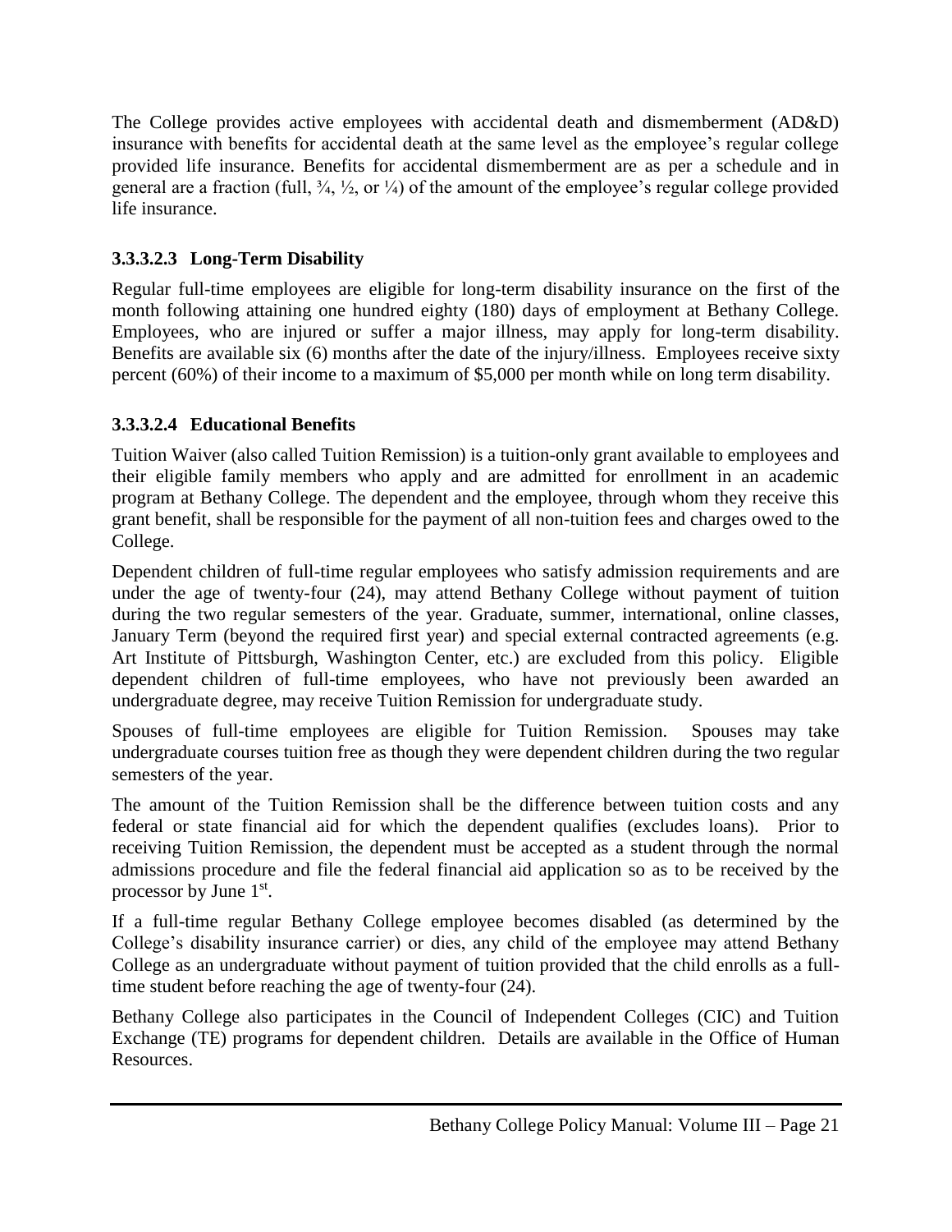The College provides active employees with accidental death and dismemberment (AD&D) insurance with benefits for accidental death at the same level as the employee's regular college provided life insurance. Benefits for accidental dismemberment are as per a schedule and in general are a fraction (full, ¾, ½, or ¼) of the amount of the employee's regular college provided life insurance.

### 3.3.3.2.3 Long-Term Disability

Regular full-time employees are eligible for long-term disability insurance on the first of the month following attaining one hundred eighty (180) days of employment at Bethany College. Employees, who are injured or suffer a major illness, may apply for long-term disability. Benefits are available six (6) months after the date of the injury/illness. Employees receive sixty percent (60%) of their income to a maximum of $5,000 per month while on long term disability.

### 3.3.3.2.4 Educational Benefits

Tuition Waiver (also called Tuition Remission) is a tuition-only grant available to employees and their eligible family members who apply and are admitted for enrollment in an academic program at Bethany College. The dependent and the employee, through whom they receive this grant benefit, shall be responsible for the payment of all non-tuition fees and charges owed to the College.

Dependent children of full-time regular employees who satisfy admission requirements and are under the age of twenty-four (24), may attend Bethany College without payment of tuition during the two regular semesters of the year. Graduate, summer, international, online classes, January Term (beyond the required first year) and special external contracted agreements (e.g. Art Institute of Pittsburgh, Washington Center, etc.) are excluded from this policy. Eligible dependent children of full-time employees, who have not previously been awarded an undergraduate degree, may receive Tuition Remission for undergraduate study.

Spouses of full-time employees are eligible for Tuition Remission. Spouses may take undergraduate courses tuition free as though they were dependent children during the two regular semesters of the year.

The amount of the Tuition Remission shall be the difference between tuition costs and any federal or state financial aid for which the dependent qualifies (excludes loans). Prior to receiving Tuition Remission, the dependent must be accepted as a student through the normal admissions procedure and file the federal financial aid application so as to be received by the processor by June 1st.

If a full-time regular Bethany College employee becomes disabled (as determined by the College's disability insurance carrier) or dies, any child of the employee may attend Bethany College as an undergraduate without payment of tuition provided that the child enrolls as a full-time student before reaching the age of twenty-four (24).

Bethany College also participates in the Council of Independent Colleges (CIC) and Tuition Exchange (TE) programs for dependent children. Details are available in the Office of Human Resources.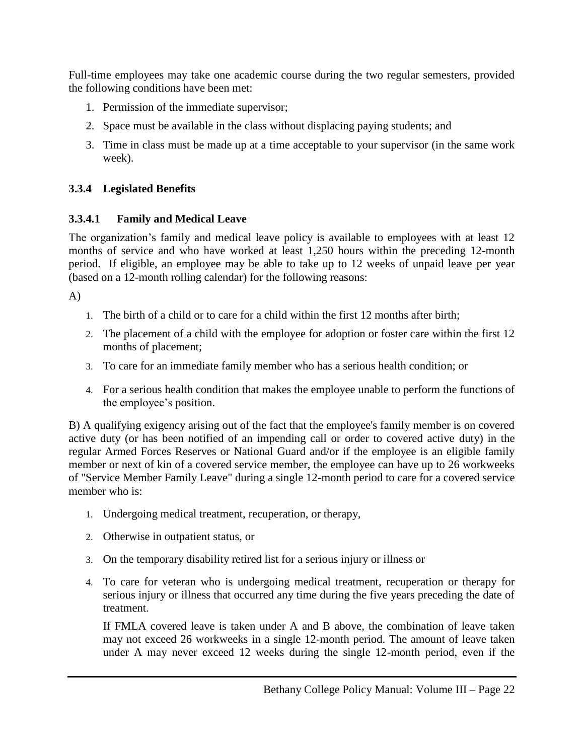Full-time employees may take one academic course during the two regular semesters, provided the following conditions have been met:

1. Permission of the immediate supervisor;
2. Space must be available in the class without displacing paying students; and
3. Time in class must be made up at a time acceptable to your supervisor (in the same work week).

### 3.3.4 Legislated Benefits

#### 3.3.4.1 Family and Medical Leave

The organization's family and medical leave policy is available to employees with at least 12 months of service and who have worked at least 1,250 hours within the preceding 12-month period. If eligible, an employee may be able to take up to 12 weeks of unpaid leave per year (based on a 12-month rolling calendar) for the following reasons:

A)

1. The birth of a child or to care for a child within the first 12 months after birth;
2. The placement of a child with the employee for adoption or foster care within the first 12 months of placement;
3. To care for an immediate family member who has a serious health condition; or
4. For a serious health condition that makes the employee unable to perform the functions of the employee's position.

B) A qualifying exigency arising out of the fact that the employee's family member is on covered active duty (or has been notified of an impending call or order to covered active duty) in the regular Armed Forces Reserves or National Guard and/or if the employee is an eligible family member or next of kin of a covered service member, the employee can have up to 26 workweeks of "Service Member Family Leave" during a single 12-month period to care for a covered service member who is:

1. Undergoing medical treatment, recuperation, or therapy,
2. Otherwise in outpatient status, or
3. On the temporary disability retired list for a serious injury or illness or
4. To care for veteran who is undergoing medical treatment, recuperation or therapy for serious injury or illness that occurred any time during the five years preceding the date of treatment.

   If FMLA covered leave is taken under A and B above, the combination of leave taken may not exceed 26 workweeks in a single 12-month period. The amount of leave taken under A may never exceed 12 weeks during the single 12-month period, even if the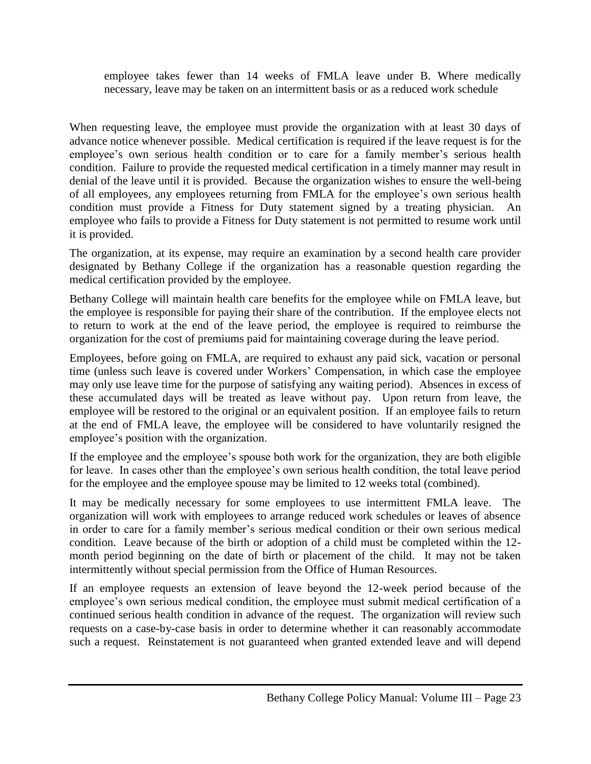employee takes fewer than 14 weeks of FMLA leave under B. Where medically necessary, leave may be taken on an intermittent basis or as a reduced work schedule

When requesting leave, the employee must provide the organization with at least 30 days of advance notice whenever possible. Medical certification is required if the leave request is for the employee's own serious health condition or to care for a family member's serious health condition. Failure to provide the requested medical certification in a timely manner may result in denial of the leave until it is provided. Because the organization wishes to ensure the well-being of all employees, any employees returning from FMLA for the employee's own serious health condition must provide a Fitness for Duty statement signed by a treating physician. An employee who fails to provide a Fitness for Duty statement is not permitted to resume work until it is provided.

The organization, at its expense, may require an examination by a second health care provider designated by Bethany College if the organization has a reasonable question regarding the medical certification provided by the employee.

Bethany College will maintain health care benefits for the employee while on FMLA leave, but the employee is responsible for paying their share of the contribution. If the employee elects not to return to work at the end of the leave period, the employee is required to reimburse the organization for the cost of premiums paid for maintaining coverage during the leave period.

Employees, before going on FMLA, are required to exhaust any paid sick, vacation or personal time (unless such leave is covered under Workers' Compensation, in which case the employee may only use leave time for the purpose of satisfying any waiting period). Absences in excess of these accumulated days will be treated as leave without pay. Upon return from leave, the employee will be restored to the original or an equivalent position. If an employee fails to return at the end of FMLA leave, the employee will be considered to have voluntarily resigned the employee's position with the organization.

If the employee and the employee's spouse both work for the organization, they are both eligible for leave. In cases other than the employee's own serious health condition, the total leave period for the employee and the employee spouse may be limited to 12 weeks total (combined).

It may be medically necessary for some employees to use intermittent FMLA leave. The organization will work with employees to arrange reduced work schedules or leaves of absence in order to care for a family member's serious medical condition or their own serious medical condition. Leave because of the birth or adoption of a child must be completed within the 12-month period beginning on the date of birth or placement of the child. It may not be taken intermittently without special permission from the Office of Human Resources.

If an employee requests an extension of leave beyond the 12-week period because of the employee's own serious medical condition, the employee must submit medical certification of a continued serious health condition in advance of the request. The organization will review such requests on a case-by-case basis in order to determine whether it can reasonably accommodate such a request. Reinstatement is not guaranteed when granted extended leave and will depend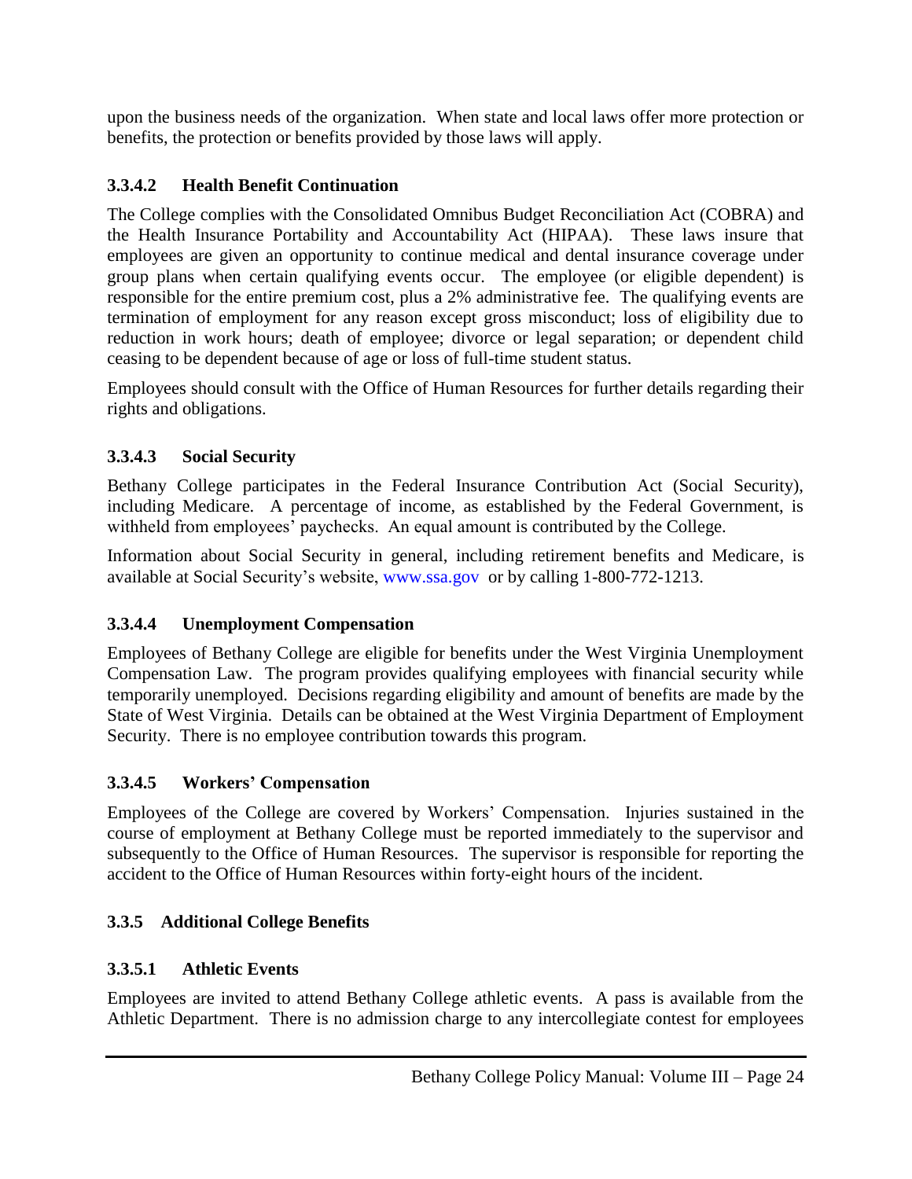upon the business needs of the organization. When state and local laws offer more protection or benefits, the protection or benefits provided by those laws will apply.

#### 3.3.4.2 Health Benefit Continuation

The College complies with the Consolidated Omnibus Budget Reconciliation Act (COBRA) and the Health Insurance Portability and Accountability Act (HIPAA). These laws insure that employees are given an opportunity to continue medical and dental insurance coverage under group plans when certain qualifying events occur. The employee (or eligible dependent) is responsible for the entire premium cost, plus a 2% administrative fee. The qualifying events are termination of employment for any reason except gross misconduct; loss of eligibility due to reduction in work hours; death of employee; divorce or legal separation; or dependent child ceasing to be dependent because of age or loss of full-time student status.

Employees should consult with the Office of Human Resources for further details regarding their rights and obligations.

#### 3.3.4.3 Social Security

Bethany College participates in the Federal Insurance Contribution Act (Social Security), including Medicare. A percentage of income, as established by the Federal Government, is withheld from employees' paychecks. An equal amount is contributed by the College.

Information about Social Security in general, including retirement benefits and Medicare, is available at Social Security's website, www.ssa.gov or by calling 1-800-772-1213.

#### 3.3.4.4 Unemployment Compensation

Employees of Bethany College are eligible for benefits under the West Virginia Unemployment Compensation Law. The program provides qualifying employees with financial security while temporarily unemployed. Decisions regarding eligibility and amount of benefits are made by the State of West Virginia. Details can be obtained at the West Virginia Department of Employment Security. There is no employee contribution towards this program.

#### 3.3.4.5 Workers' Compensation

Employees of the College are covered by Workers' Compensation. Injuries sustained in the course of employment at Bethany College must be reported immediately to the supervisor and subsequently to the Office of Human Resources. The supervisor is responsible for reporting the accident to the Office of Human Resources within forty-eight hours of the incident.

### 3.3.5 Additional College Benefits

#### 3.3.5.1 Athletic Events

Employees are invited to attend Bethany College athletic events. A pass is available from the Athletic Department. There is no admission charge to any intercollegiate contest for employees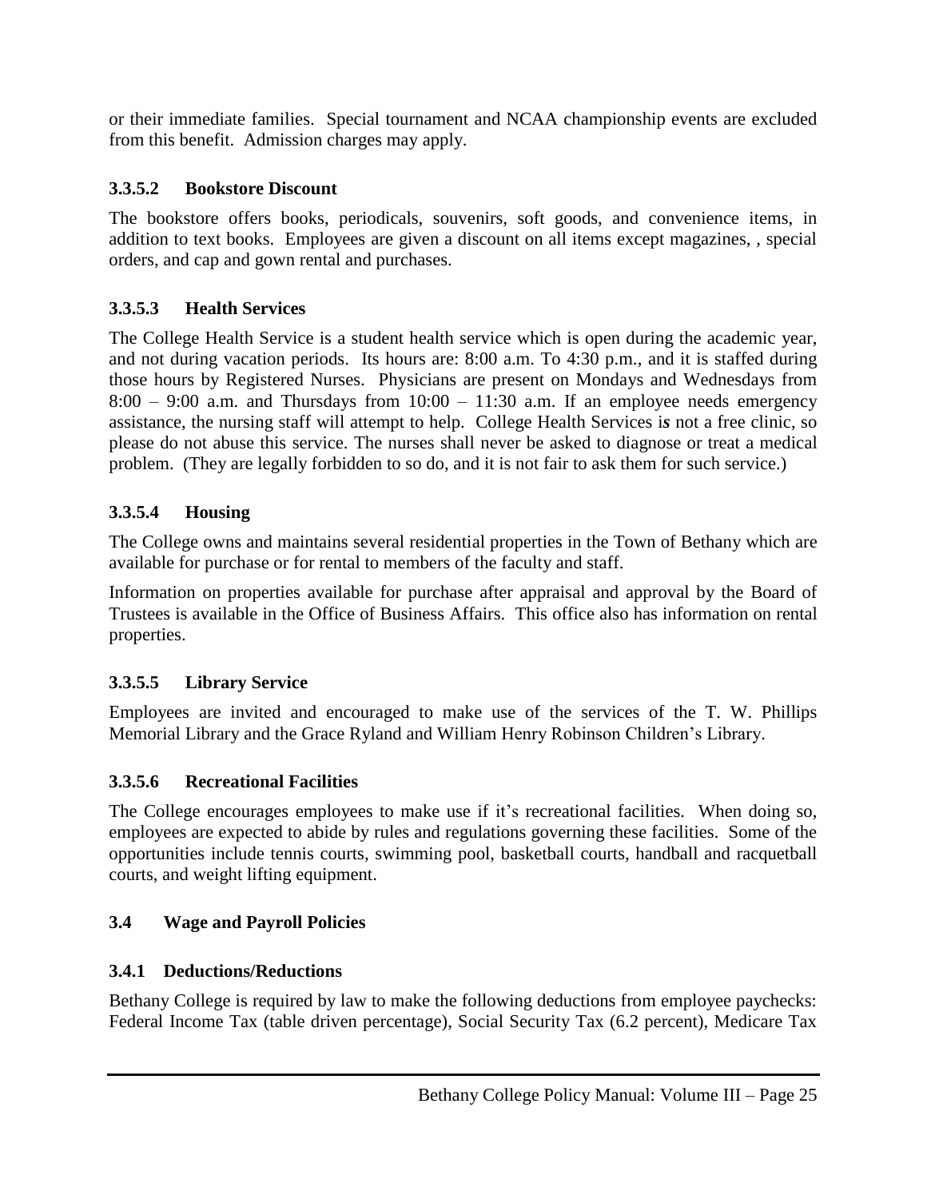or their immediate families. Special tournament and NCAA championship events are excluded from this benefit. Admission charges may apply.

#### 3.3.5.2 Bookstore Discount

The bookstore offers books, periodicals, souvenirs, soft goods, and convenience items, in addition to text books. Employees are given a discount on all items except magazines, , special orders, and cap and gown rental and purchases.

#### 3.3.5.3 Health Services

The College Health Service is a student health service which is open during the academic year, and not during vacation periods. Its hours are: 8:00 a.m. To 4:30 p.m., and it is staffed during those hours by Registered Nurses. Physicians are present on Mondays and Wednesdays from 8:00 – 9:00 a.m. and Thursdays from 10:00 – 11:30 a.m. If an employee needs emergency assistance, the nursing staff will attempt to help. College Health Services i*s* not a free clinic, so please do not abuse this service. The nurses shall never be asked to diagnose or treat a medical problem. (They are legally forbidden to so do, and it is not fair to ask them for such service.)

#### 3.3.5.4 Housing

The College owns and maintains several residential properties in the Town of Bethany which are available for purchase or for rental to members of the faculty and staff.

Information on properties available for purchase after appraisal and approval by the Board of Trustees is available in the Office of Business Affairs. This office also has information on rental properties.

#### 3.3.5.5 Library Service

Employees are invited and encouraged to make use of the services of the T. W. Phillips Memorial Library and the Grace Ryland and William Henry Robinson Children's Library.

#### 3.3.5.6 Recreational Facilities

The College encourages employees to make use if it's recreational facilities. When doing so, employees are expected to abide by rules and regulations governing these facilities. Some of the opportunities include tennis courts, swimming pool, basketball courts, handball and racquetball courts, and weight lifting equipment.

## 3.4 Wage and Payroll Policies

### 3.4.1 Deductions/Reductions

Bethany College is required by law to make the following deductions from employee paychecks: Federal Income Tax (table driven percentage), Social Security Tax (6.2 percent), Medicare Tax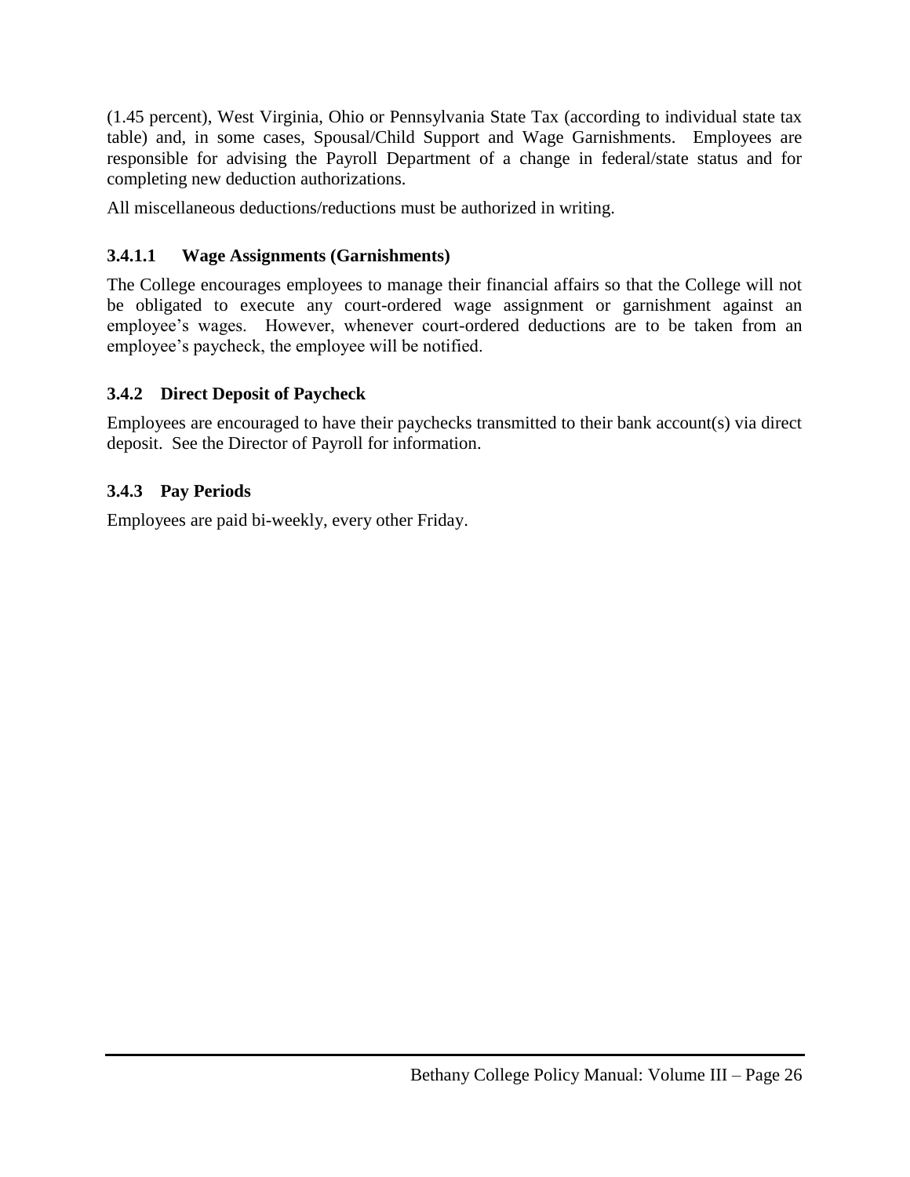(1.45 percent), West Virginia, Ohio or Pennsylvania State Tax (according to individual state tax table) and, in some cases, Spousal/Child Support and Wage Garnishments. Employees are responsible for advising the Payroll Department of a change in federal/state status and for completing new deduction authorizations.

All miscellaneous deductions/reductions must be authorized in writing.

#### 3.4.1.1 Wage Assignments (Garnishments)

The College encourages employees to manage their financial affairs so that the College will not be obligated to execute any court-ordered wage assignment or garnishment against an employee's wages. However, whenever court-ordered deductions are to be taken from an employee's paycheck, the employee will be notified.

### 3.4.2 Direct Deposit of Paycheck

Employees are encouraged to have their paychecks transmitted to their bank account(s) via direct deposit. See the Director of Payroll for information.

### 3.4.3 Pay Periods

Employees are paid bi-weekly, every other Friday.